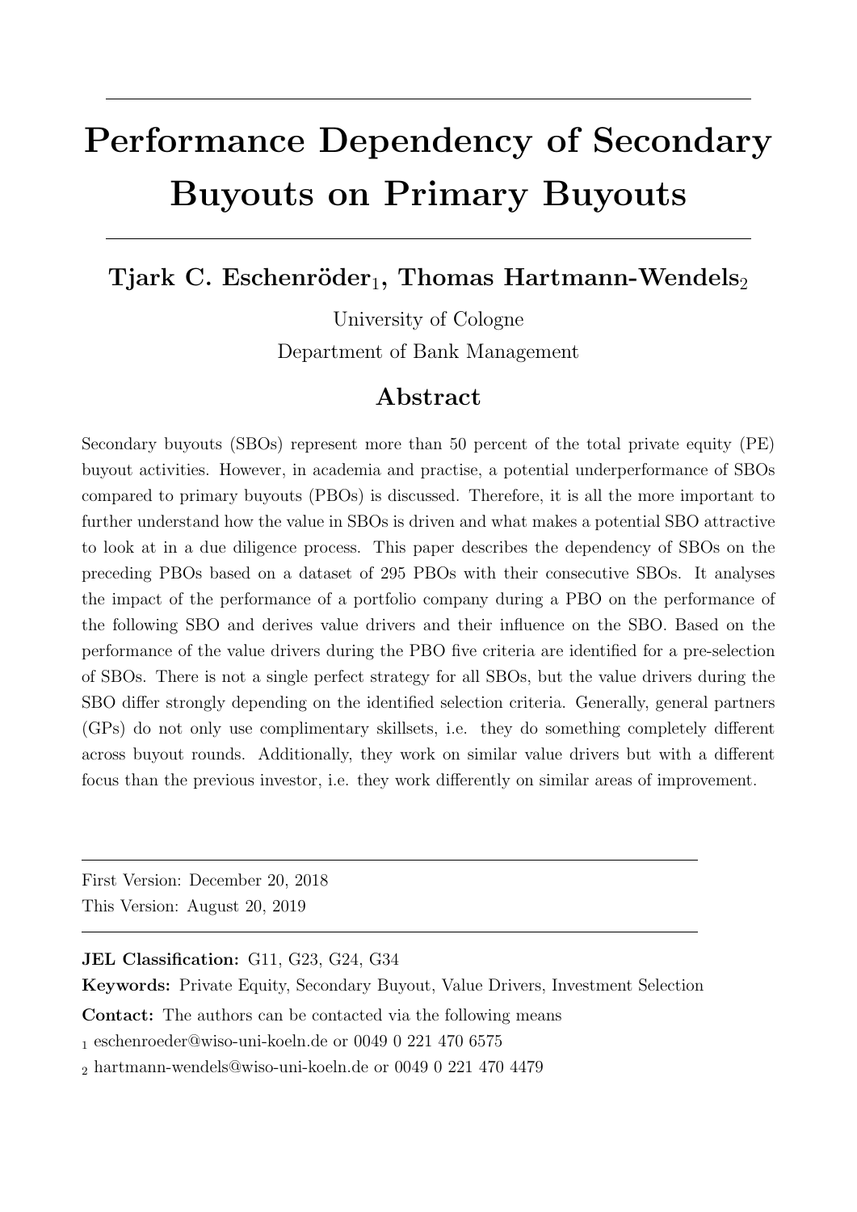# Performance Dependency of Secondary Buyouts on Primary Buyouts

**Tjark C. Eschenröder**[1], **Thomas Hartmann-Wendels**[2]

University of Cologne

Department of Bank Management

## Abstract

Secondary buyouts (SBOs) represent more than 50 percent of the total private equity (PE) buyout activities. However, in academia and practise, a potential underperformance of SBOs compared to primary buyouts (PBOs) is discussed. Therefore, it is all the more important to further understand how the value in SBOs is driven and what makes a potential SBO attractive to look at in a due diligence process. This paper describes the dependency of SBOs on the preceding PBOs based on a dataset of 295 PBOs with their consecutive SBOs. It analyses the impact of the performance of a portfolio company during a PBO on the performance of the following SBO and derives value drivers and their influence on the SBO. Based on the performance of the value drivers during the PBO five criteria are identified for a pre-selection of SBOs. There is not a single perfect strategy for all SBOs, but the value drivers during the SBO differ strongly depending on the identified selection criteria. Generally, general partners (GPs) do not only use complimentary skillsets, i.e. they do something completely different across buyout rounds. Additionally, they work on similar value drivers but with a different focus than the previous investor, i.e. they work differently on similar areas of improvement.

---

First Version: December 20, 2018

This Version: August 20, 2019

---

**JEL Classification:** G11, G23, G24, G34

**Keywords:** Private Equity, Secondary Buyout, Value Drivers, Investment Selection

**Contact:** The authors can be contacted via the following means

[1] eschenroeder@wiso-uni-koeln.de or 0049 0 221 470 6575

[2] hartmann-wendels@wiso-uni-koeln.de or 0049 0 221 470 4479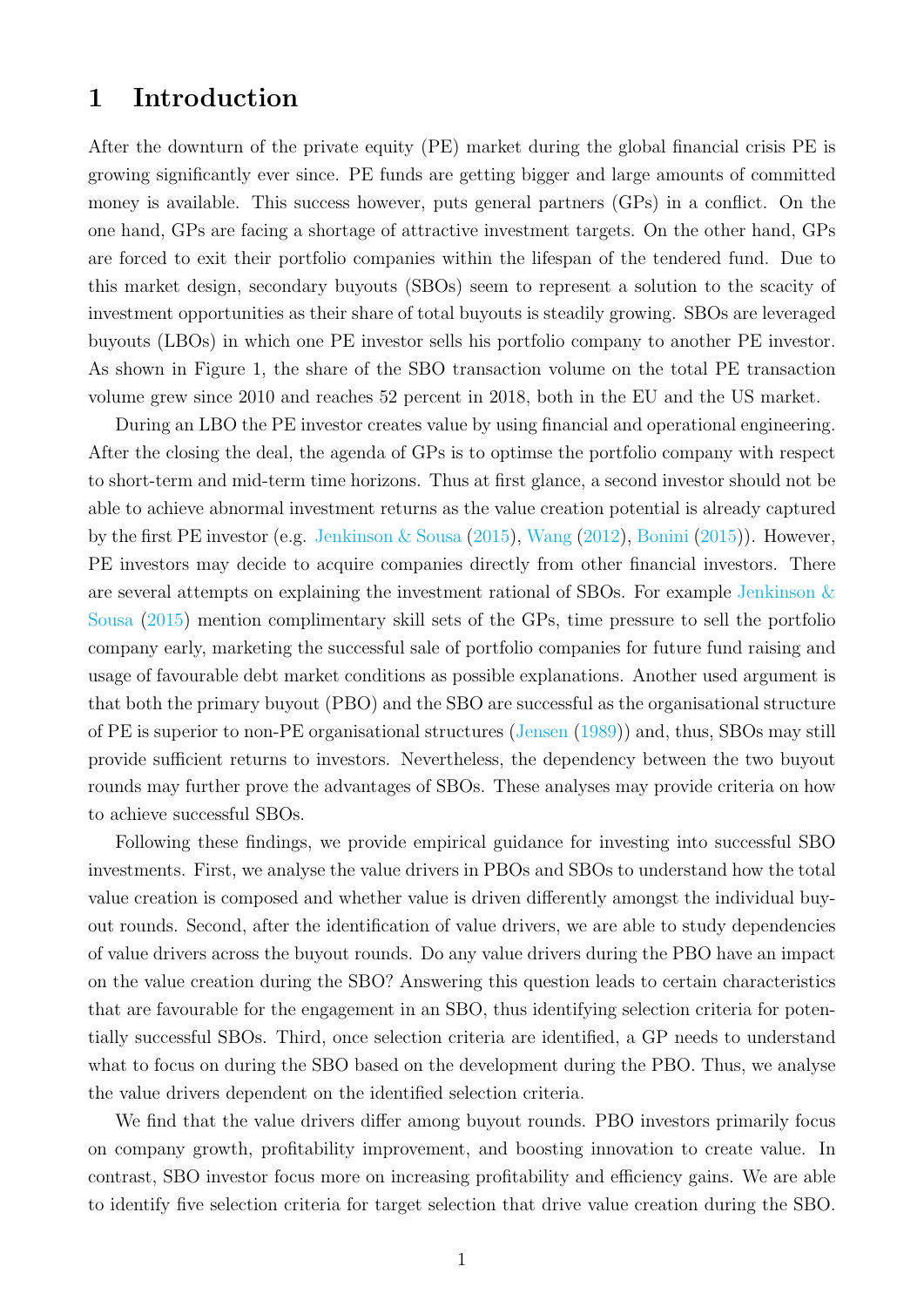# 1 Introduction

After the downturn of the private equity (PE) market during the global financial crisis PE is growing significantly ever since. PE funds are getting bigger and large amounts of committed money is available. This success however, puts general partners (GPs) in a conflict. On the one hand, GPs are facing a shortage of attractive investment targets. On the other hand, GPs are forced to exit their portfolio companies within the lifespan of the tendered fund. Due to this market design, secondary buyouts (SBOs) seem to represent a solution to the scacity of investment opportunities as their share of total buyouts is steadily growing. SBOs are leveraged buyouts (LBOs) in which one PE investor sells his portfolio company to another PE investor. As shown in Figure 1, the share of the SBO transaction volume on the total PE transaction volume grew since 2010 and reaches 52 percent in 2018, both in the EU and the US market.

During an LBO the PE investor creates value by using financial and operational engineering. After the closing the deal, the agenda of GPs is to optimse the portfolio company with respect to short-term and mid-term time horizons. Thus at first glance, a second investor should not be able to achieve abnormal investment returns as the value creation potential is already captured by the first PE investor (e.g. Jenkinson & Sousa (2015), Wang (2012), Bonini (2015)). However, PE investors may decide to acquire companies directly from other financial investors. There are several attempts on explaining the investment rational of SBOs. For example Jenkinson & Sousa (2015) mention complimentary skill sets of the GPs, time pressure to sell the portfolio company early, marketing the successful sale of portfolio companies for future fund raising and usage of favourable debt market conditions as possible explanations. Another used argument is that both the primary buyout (PBO) and the SBO are successful as the organisational structure of PE is superior to non-PE organisational structures (Jensen (1989)) and, thus, SBOs may still provide sufficient returns to investors. Nevertheless, the dependency between the two buyout rounds may further prove the advantages of SBOs. These analyses may provide criteria on how to achieve successful SBOs.

Following these findings, we provide empirical guidance for investing into successful SBO investments. First, we analyse the value drivers in PBOs and SBOs to understand how the total value creation is composed and whether value is driven differently amongst the individual buyout rounds. Second, after the identification of value drivers, we are able to study dependencies of value drivers across the buyout rounds. Do any value drivers during the PBO have an impact on the value creation during the SBO? Answering this question leads to certain characteristics that are favourable for the engagement in an SBO, thus identifying selection criteria for potentially successful SBOs. Third, once selection criteria are identified, a GP needs to understand what to focus on during the SBO based on the development during the PBO. Thus, we analyse the value drivers dependent on the identified selection criteria.

We find that the value drivers differ among buyout rounds. PBO investors primarily focus on company growth, profitability improvement, and boosting innovation to create value. In contrast, SBO investor focus more on increasing profitability and efficiency gains. We are able to identify five selection criteria for target selection that drive value creation during the SBO.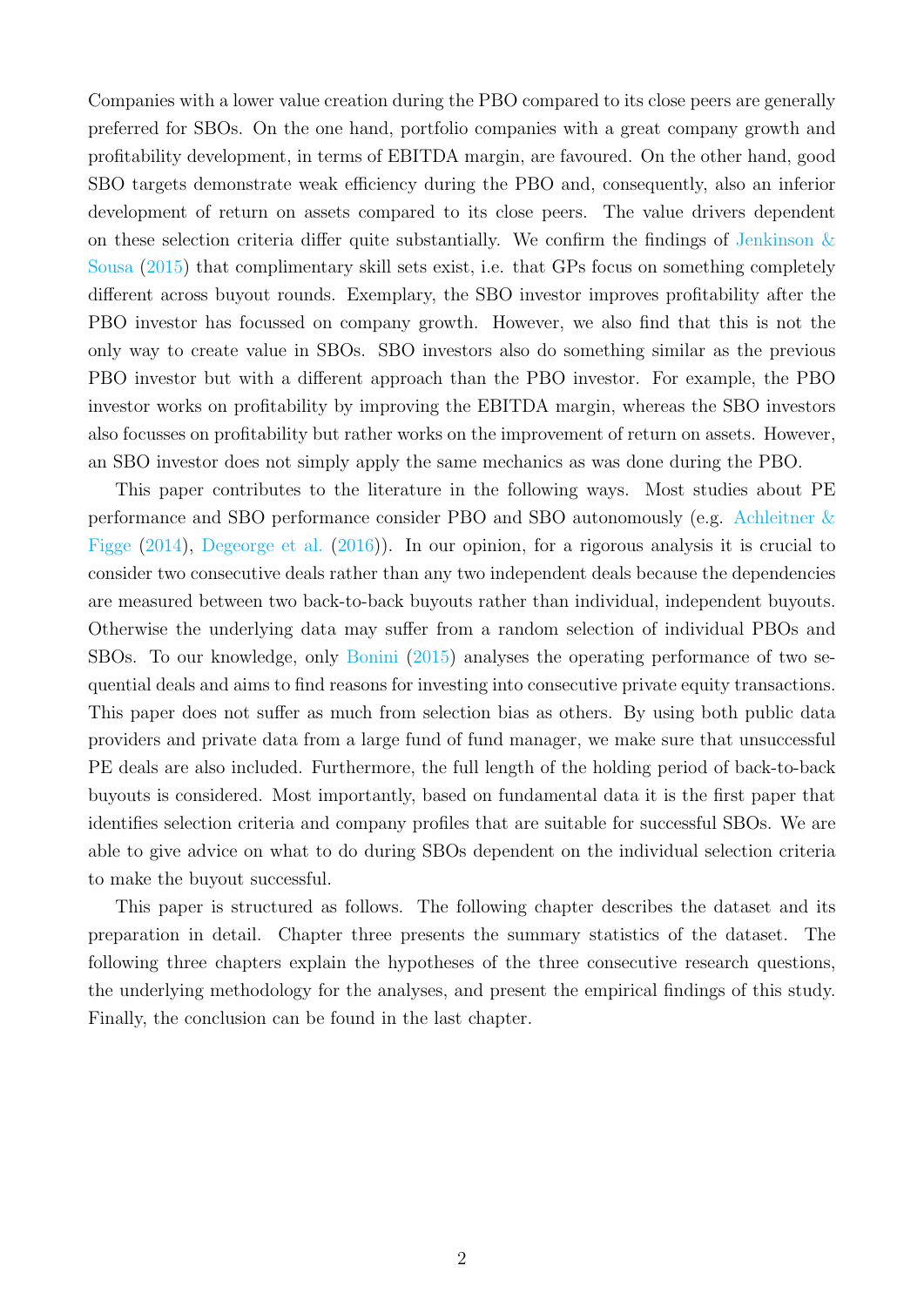Companies with a lower value creation during the PBO compared to its close peers are generally preferred for SBOs. On the one hand, portfolio companies with a great company growth and profitability development, in terms of EBITDA margin, are favoured. On the other hand, good SBO targets demonstrate weak efficiency during the PBO and, consequently, also an inferior development of return on assets compared to its close peers. The value drivers dependent on these selection criteria differ quite substantially. We confirm the findings of Jenkinson & Sousa (2015) that complimentary skill sets exist, i.e. that GPs focus on something completely different across buyout rounds. Exemplary, the SBO investor improves profitability after the PBO investor has focussed on company growth. However, we also find that this is not the only way to create value in SBOs. SBO investors also do something similar as the previous PBO investor but with a different approach than the PBO investor. For example, the PBO investor works on profitability by improving the EBITDA margin, whereas the SBO investors also focusses on profitability but rather works on the improvement of return on assets. However, an SBO investor does not simply apply the same mechanics as was done during the PBO.

This paper contributes to the literature in the following ways. Most studies about PE performance and SBO performance consider PBO and SBO autonomously (e.g. Achleitner & Figge (2014), Degeorge et al. (2016)). In our opinion, for a rigorous analysis it is crucial to consider two consecutive deals rather than any two independent deals because the dependencies are measured between two back-to-back buyouts rather than individual, independent buyouts. Otherwise the underlying data may suffer from a random selection of individual PBOs and SBOs. To our knowledge, only Bonini (2015) analyses the operating performance of two sequential deals and aims to find reasons for investing into consecutive private equity transactions. This paper does not suffer as much from selection bias as others. By using both public data providers and private data from a large fund of fund manager, we make sure that unsuccessful PE deals are also included. Furthermore, the full length of the holding period of back-to-back buyouts is considered. Most importantly, based on fundamental data it is the first paper that identifies selection criteria and company profiles that are suitable for successful SBOs. We are able to give advice on what to do during SBOs dependent on the individual selection criteria to make the buyout successful.

This paper is structured as follows. The following chapter describes the dataset and its preparation in detail. Chapter three presents the summary statistics of the dataset. The following three chapters explain the hypotheses of the three consecutive research questions, the underlying methodology for the analyses, and present the empirical findings of this study. Finally, the conclusion can be found in the last chapter.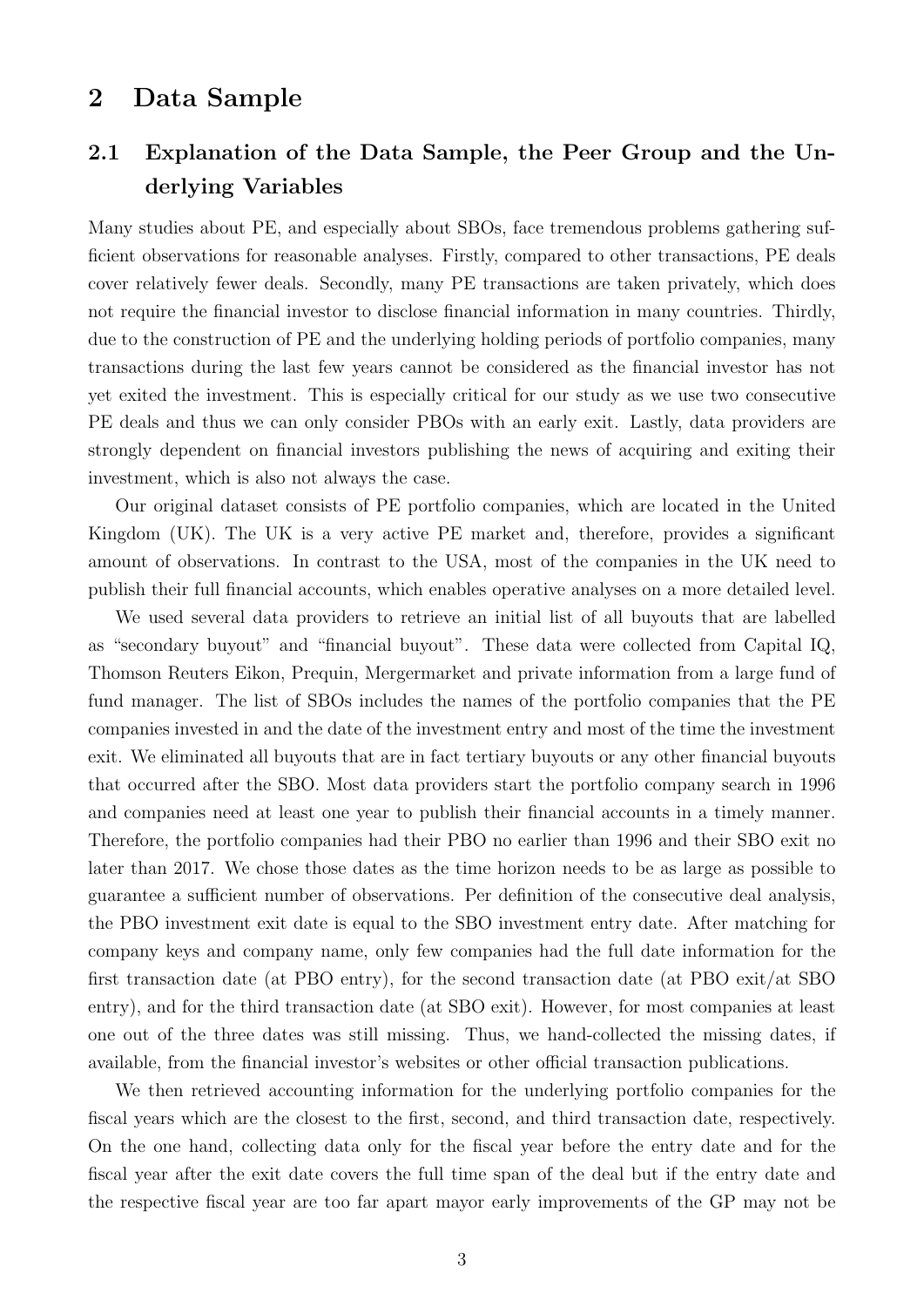# 2 Data Sample

## 2.1 Explanation of the Data Sample, the Peer Group and the Underlying Variables

Many studies about PE, and especially about SBOs, face tremendous problems gathering sufficient observations for reasonable analyses. Firstly, compared to other transactions, PE deals cover relatively fewer deals. Secondly, many PE transactions are taken privately, which does not require the financial investor to disclose financial information in many countries. Thirdly, due to the construction of PE and the underlying holding periods of portfolio companies, many transactions during the last few years cannot be considered as the financial investor has not yet exited the investment. This is especially critical for our study as we use two consecutive PE deals and thus we can only consider PBOs with an early exit. Lastly, data providers are strongly dependent on financial investors publishing the news of acquiring and exiting their investment, which is also not always the case.

Our original dataset consists of PE portfolio companies, which are located in the United Kingdom (UK). The UK is a very active PE market and, therefore, provides a significant amount of observations. In contrast to the USA, most of the companies in the UK need to publish their full financial accounts, which enables operative analyses on a more detailed level.

We used several data providers to retrieve an initial list of all buyouts that are labelled as "secondary buyout" and "financial buyout". These data were collected from Capital IQ, Thomson Reuters Eikon, Prequin, Mergermarket and private information from a large fund of fund manager. The list of SBOs includes the names of the portfolio companies that the PE companies invested in and the date of the investment entry and most of the time the investment exit. We eliminated all buyouts that are in fact tertiary buyouts or any other financial buyouts that occurred after the SBO. Most data providers start the portfolio company search in 1996 and companies need at least one year to publish their financial accounts in a timely manner. Therefore, the portfolio companies had their PBO no earlier than 1996 and their SBO exit no later than 2017. We chose those dates as the time horizon needs to be as large as possible to guarantee a sufficient number of observations. Per definition of the consecutive deal analysis, the PBO investment exit date is equal to the SBO investment entry date. After matching for company keys and company name, only few companies had the full date information for the first transaction date (at PBO entry), for the second transaction date (at PBO exit/at SBO entry), and for the third transaction date (at SBO exit). However, for most companies at least one out of the three dates was still missing. Thus, we hand-collected the missing dates, if available, from the financial investor's websites or other official transaction publications.

We then retrieved accounting information for the underlying portfolio companies for the fiscal years which are the closest to the first, second, and third transaction date, respectively. On the one hand, collecting data only for the fiscal year before the entry date and for the fiscal year after the exit date covers the full time span of the deal but if the entry date and the respective fiscal year are too far apart mayor early improvements of the GP may not be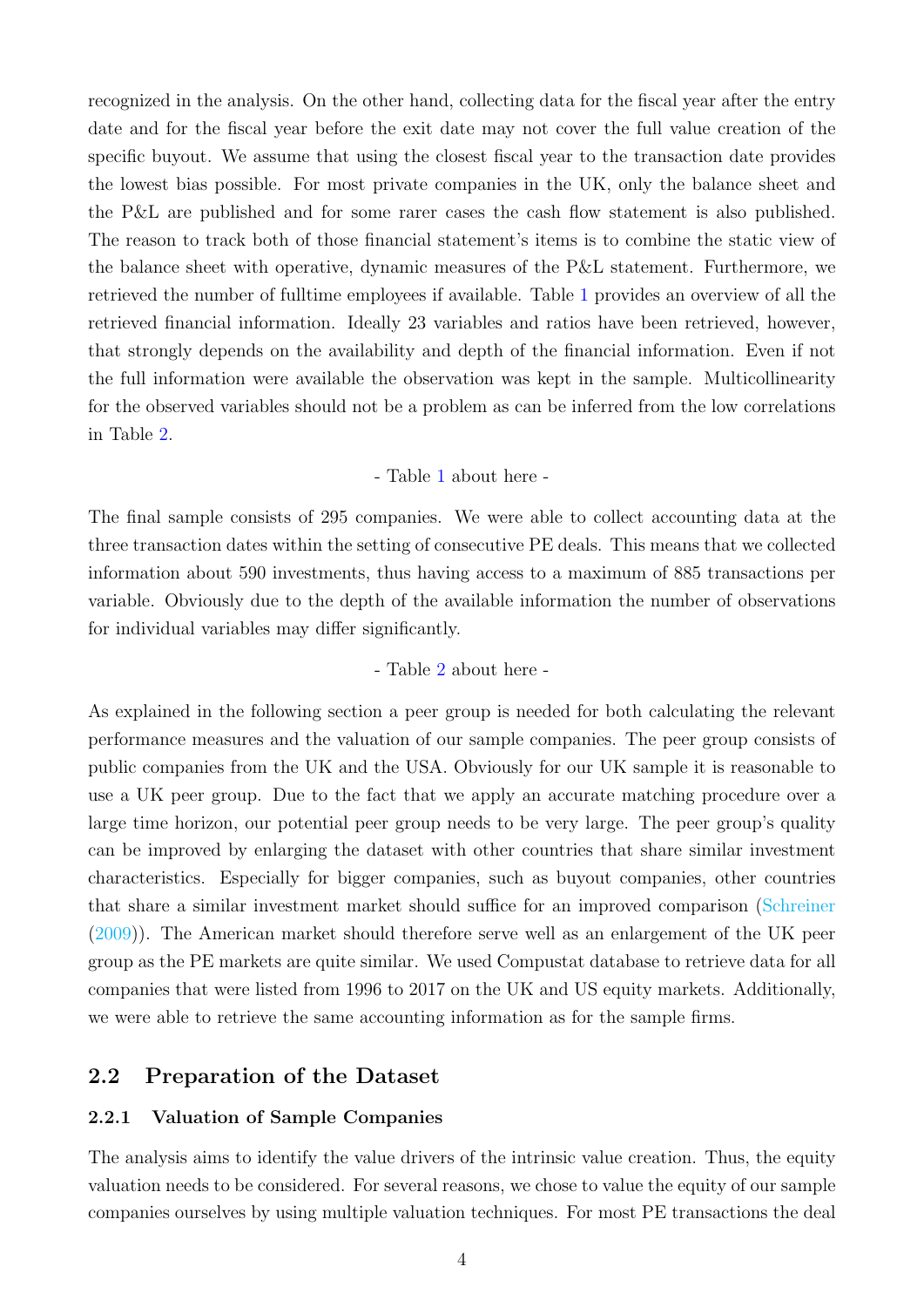recognized in the analysis. On the other hand, collecting data for the fiscal year after the entry date and for the fiscal year before the exit date may not cover the full value creation of the specific buyout. We assume that using the closest fiscal year to the transaction date provides the lowest bias possible. For most private companies in the UK, only the balance sheet and the P&L are published and for some rarer cases the cash flow statement is also published. The reason to track both of those financial statement's items is to combine the static view of the balance sheet with operative, dynamic measures of the P&L statement. Furthermore, we retrieved the number of fulltime employees if available. Table 1 provides an overview of all the retrieved financial information. Ideally 23 variables and ratios have been retrieved, however, that strongly depends on the availability and depth of the financial information. Even if not the full information were available the observation was kept in the sample. Multicollinearity for the observed variables should not be a problem as can be inferred from the low correlations in Table 2.

- Table 1 about here -

The final sample consists of 295 companies. We were able to collect accounting data at the three transaction dates within the setting of consecutive PE deals. This means that we collected information about 590 investments, thus having access to a maximum of 885 transactions per variable. Obviously due to the depth of the available information the number of observations for individual variables may differ significantly.

- Table 2 about here -

As explained in the following section a peer group is needed for both calculating the relevant performance measures and the valuation of our sample companies. The peer group consists of public companies from the UK and the USA. Obviously for our UK sample it is reasonable to use a UK peer group. Due to the fact that we apply an accurate matching procedure over a large time horizon, our potential peer group needs to be very large. The peer group's quality can be improved by enlarging the dataset with other countries that share similar investment characteristics. Especially for bigger companies, such as buyout companies, other countries that share a similar investment market should suffice for an improved comparison (Schreiner (2009)). The American market should therefore serve well as an enlargement of the UK peer group as the PE markets are quite similar. We used Compustat database to retrieve data for all companies that were listed from 1996 to 2017 on the UK and US equity markets. Additionally, we were able to retrieve the same accounting information as for the sample firms.

## 2.2 Preparation of the Dataset

### 2.2.1 Valuation of Sample Companies

The analysis aims to identify the value drivers of the intrinsic value creation. Thus, the equity valuation needs to be considered. For several reasons, we chose to value the equity of our sample companies ourselves by using multiple valuation techniques. For most PE transactions the deal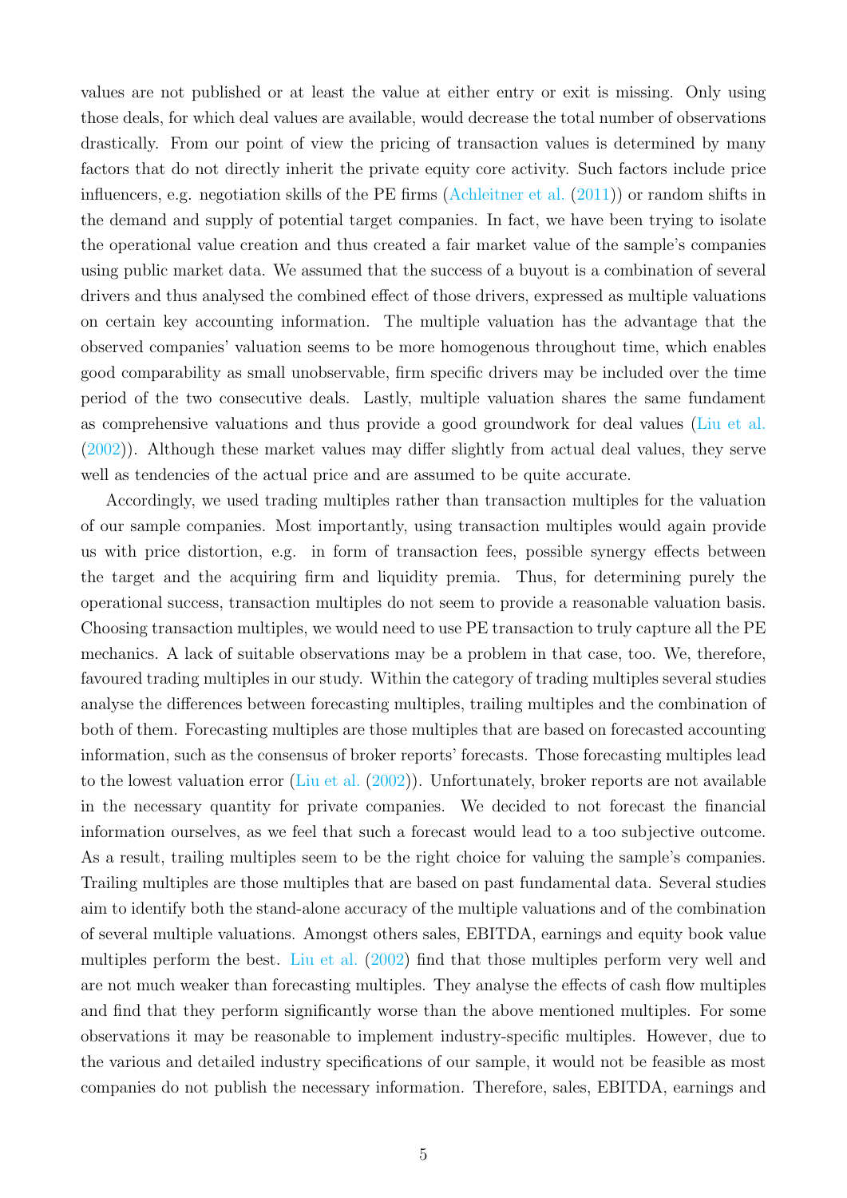values are not published or at least the value at either entry or exit is missing. Only using those deals, for which deal values are available, would decrease the total number of observations drastically. From our point of view the pricing of transaction values is determined by many factors that do not directly inherit the private equity core activity. Such factors include price influencers, e.g. negotiation skills of the PE firms (Achleitner et al. (2011)) or random shifts in the demand and supply of potential target companies. In fact, we have been trying to isolate the operational value creation and thus created a fair market value of the sample's companies using public market data. We assumed that the success of a buyout is a combination of several drivers and thus analysed the combined effect of those drivers, expressed as multiple valuations on certain key accounting information. The multiple valuation has the advantage that the observed companies' valuation seems to be more homogenous throughout time, which enables good comparability as small unobservable, firm specific drivers may be included over the time period of the two consecutive deals. Lastly, multiple valuation shares the same fundament as comprehensive valuations and thus provide a good groundwork for deal values (Liu et al. (2002)). Although these market values may differ slightly from actual deal values, they serve well as tendencies of the actual price and are assumed to be quite accurate.

Accordingly, we used trading multiples rather than transaction multiples for the valuation of our sample companies. Most importantly, using transaction multiples would again provide us with price distortion, e.g. in form of transaction fees, possible synergy effects between the target and the acquiring firm and liquidity premia. Thus, for determining purely the operational success, transaction multiples do not seem to provide a reasonable valuation basis. Choosing transaction multiples, we would need to use PE transaction to truly capture all the PE mechanics. A lack of suitable observations may be a problem in that case, too. We, therefore, favoured trading multiples in our study. Within the category of trading multiples several studies analyse the differences between forecasting multiples, trailing multiples and the combination of both of them. Forecasting multiples are those multiples that are based on forecasted accounting information, such as the consensus of broker reports' forecasts. Those forecasting multiples lead to the lowest valuation error (Liu et al. (2002)). Unfortunately, broker reports are not available in the necessary quantity for private companies. We decided to not forecast the financial information ourselves, as we feel that such a forecast would lead to a too subjective outcome. As a result, trailing multiples seem to be the right choice for valuing the sample's companies. Trailing multiples are those multiples that are based on past fundamental data. Several studies aim to identify both the stand-alone accuracy of the multiple valuations and of the combination of several multiple valuations. Amongst others sales, EBITDA, earnings and equity book value multiples perform the best. Liu et al. (2002) find that those multiples perform very well and are not much weaker than forecasting multiples. They analyse the effects of cash flow multiples and find that they perform significantly worse than the above mentioned multiples. For some observations it may be reasonable to implement industry-specific multiples. However, due to the various and detailed industry specifications of our sample, it would not be feasible as most companies do not publish the necessary information. Therefore, sales, EBITDA, earnings and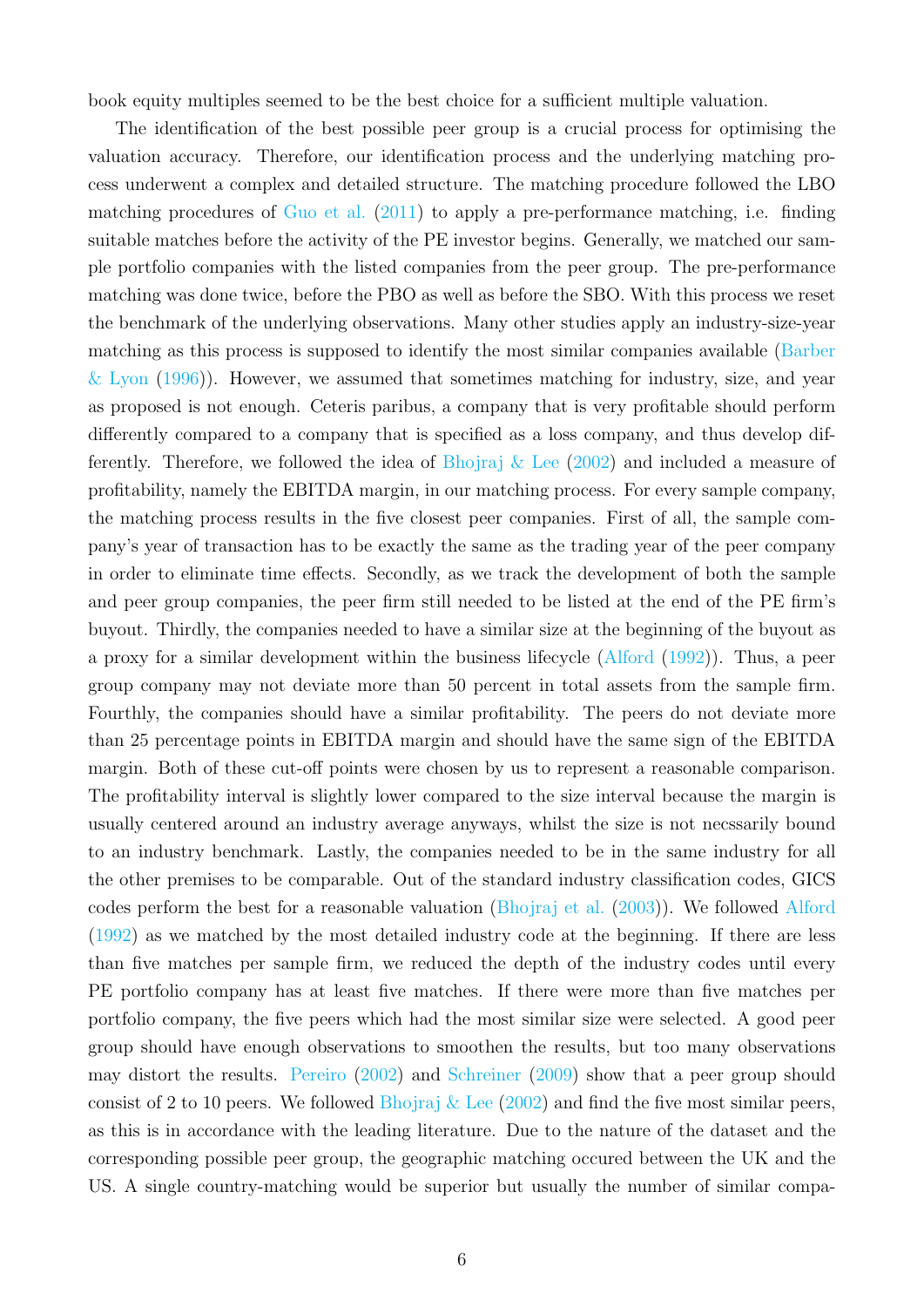book equity multiples seemed to be the best choice for a sufficient multiple valuation.

The identification of the best possible peer group is a crucial process for optimising the valuation accuracy. Therefore, our identification process and the underlying matching process underwent a complex and detailed structure. The matching procedure followed the LBO matching procedures of Guo et al. (2011) to apply a pre-performance matching, i.e. finding suitable matches before the activity of the PE investor begins. Generally, we matched our sample portfolio companies with the listed companies from the peer group. The pre-performance matching was done twice, before the PBO as well as before the SBO. With this process we reset the benchmark of the underlying observations. Many other studies apply an industry-size-year matching as this process is supposed to identify the most similar companies available (Barber & Lyon (1996)). However, we assumed that sometimes matching for industry, size, and year as proposed is not enough. Ceteris paribus, a company that is very profitable should perform differently compared to a company that is specified as a loss company, and thus develop differently. Therefore, we followed the idea of Bhojraj & Lee (2002) and included a measure of profitability, namely the EBITDA margin, in our matching process. For every sample company, the matching process results in the five closest peer companies. First of all, the sample company's year of transaction has to be exactly the same as the trading year of the peer company in order to eliminate time effects. Secondly, as we track the development of both the sample and peer group companies, the peer firm still needed to be listed at the end of the PE firm's buyout. Thirdly, the companies needed to have a similar size at the beginning of the buyout as a proxy for a similar development within the business lifecycle (Alford (1992)). Thus, a peer group company may not deviate more than 50 percent in total assets from the sample firm. Fourthly, the companies should have a similar profitability. The peers do not deviate more than 25 percentage points in EBITDA margin and should have the same sign of the EBITDA margin. Both of these cut-off points were chosen by us to represent a reasonable comparison. The profitability interval is slightly lower compared to the size interval because the margin is usually centered around an industry average anyways, whilst the size is not necssarily bound to an industry benchmark. Lastly, the companies needed to be in the same industry for all the other premises to be comparable. Out of the standard industry classification codes, GICS codes perform the best for a reasonable valuation (Bhojraj et al. (2003)). We followed Alford (1992) as we matched by the most detailed industry code at the beginning. If there are less than five matches per sample firm, we reduced the depth of the industry codes until every PE portfolio company has at least five matches. If there were more than five matches per portfolio company, the five peers which had the most similar size were selected. A good peer group should have enough observations to smoothen the results, but too many observations may distort the results. Pereiro (2002) and Schreiner (2009) show that a peer group should consist of 2 to 10 peers. We followed Bhojraj & Lee (2002) and find the five most similar peers, as this is in accordance with the leading literature. Due to the nature of the dataset and the corresponding possible peer group, the geographic matching occured between the UK and the US. A single country-matching would be superior but usually the number of similar compa-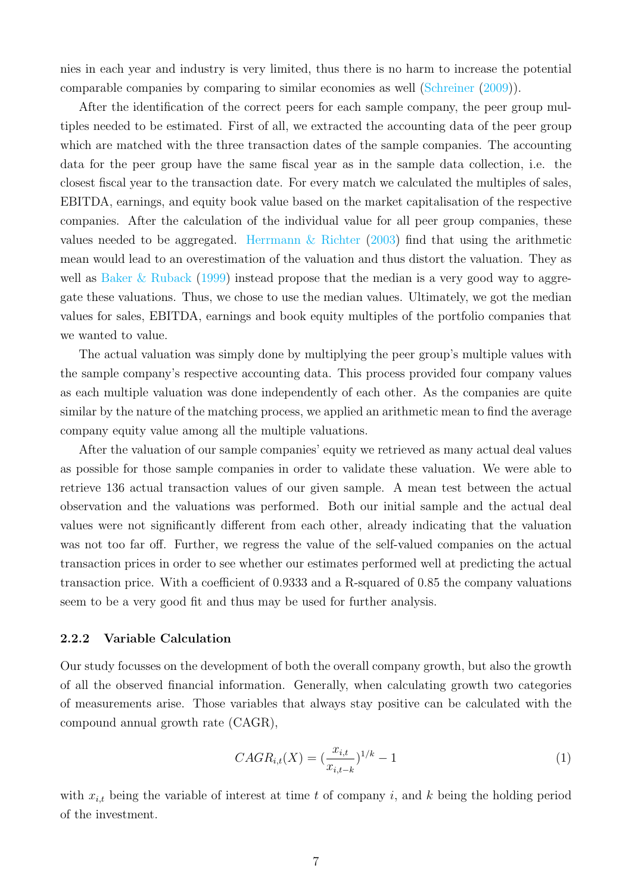nies in each year and industry is very limited, thus there is no harm to increase the potential comparable companies by comparing to similar economies as well (Schreiner (2009)).

After the identification of the correct peers for each sample company, the peer group multiples needed to be estimated. First of all, we extracted the accounting data of the peer group which are matched with the three transaction dates of the sample companies. The accounting data for the peer group have the same fiscal year as in the sample data collection, i.e. the closest fiscal year to the transaction date. For every match we calculated the multiples of sales, EBITDA, earnings, and equity book value based on the market capitalisation of the respective companies. After the calculation of the individual value for all peer group companies, these values needed to be aggregated. Herrmann & Richter (2003) find that using the arithmetic mean would lead to an overestimation of the valuation and thus distort the valuation. They as well as Baker & Ruback (1999) instead propose that the median is a very good way to aggregate these valuations. Thus, we chose to use the median values. Ultimately, we got the median values for sales, EBITDA, earnings and book equity multiples of the portfolio companies that we wanted to value.

The actual valuation was simply done by multiplying the peer group's multiple values with the sample company's respective accounting data. This process provided four company values as each multiple valuation was done independently of each other. As the companies are quite similar by the nature of the matching process, we applied an arithmetic mean to find the average company equity value among all the multiple valuations.

After the valuation of our sample companies' equity we retrieved as many actual deal values as possible for those sample companies in order to validate these valuation. We were able to retrieve 136 actual transaction values of our given sample. A mean test between the actual observation and the valuations was performed. Both our initial sample and the actual deal values were not significantly different from each other, already indicating that the valuation was not too far off. Further, we regress the value of the self-valued companies on the actual transaction prices in order to see whether our estimates performed well at predicting the actual transaction price. With a coefficient of 0.9333 and a R-squared of 0.85 the company valuations seem to be a very good fit and thus may be used for further analysis.

### 2.2.2 Variable Calculation

Our study focusses on the development of both the overall company growth, but also the growth of all the observed financial information. Generally, when calculating growth two categories of measurements arise. Those variables that always stay positive can be calculated with the compound annual growth rate (CAGR),

$$CAGR_{i,t}(X) = (\frac{x_{i,t}}{x_{i,t-k}})^{1/k} - 1 \tag{1}$$

with $x_{i,t}$ being the variable of interest at time $t$ of company $i$, and $k$ being the holding period of the investment.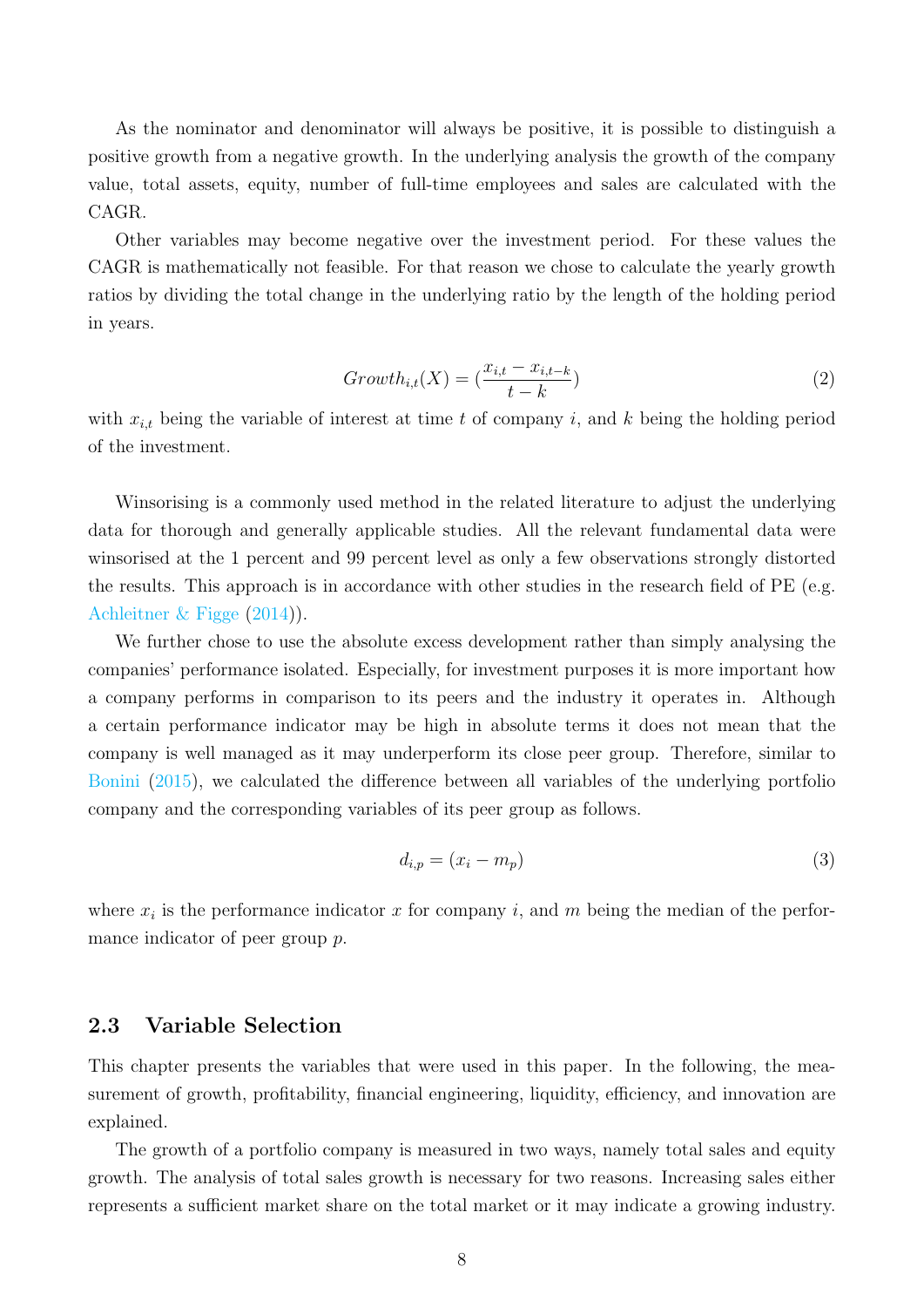As the nominator and denominator will always be positive, it is possible to distinguish a positive growth from a negative growth. In the underlying analysis the growth of the company value, total assets, equity, number of full-time employees and sales are calculated with the CAGR.

Other variables may become negative over the investment period. For these values the CAGR is mathematically not feasible. For that reason we chose to calculate the yearly growth ratios by dividing the total change in the underlying ratio by the length of the holding period in years.

$$Growth_{i,t}(X) = (\frac{x_{i,t} - x_{i,t-k}}{t-k}) \tag{2}$$

with $x_{i,t}$ being the variable of interest at time $t$ of company $i$, and $k$ being the holding period of the investment.

Winsorising is a commonly used method in the related literature to adjust the underlying data for thorough and generally applicable studies. All the relevant fundamental data were winsorised at the 1 percent and 99 percent level as only a few observations strongly distorted the results. This approach is in accordance with other studies in the research field of PE (e.g. Achleitner & Figge (2014)).

We further chose to use the absolute excess development rather than simply analysing the companies' performance isolated. Especially, for investment purposes it is more important how a company performs in comparison to its peers and the industry it operates in. Although a certain performance indicator may be high in absolute terms it does not mean that the company is well managed as it may underperform its close peer group. Therefore, similar to Bonini (2015), we calculated the difference between all variables of the underlying portfolio company and the corresponding variables of its peer group as follows.

$$d_{i,p} = (x_i - m_p) \tag{3}$$

where $x_i$ is the performance indicator $x$ for company $i$, and $m$ being the median of the performance indicator of peer group $p$.

## 2.3 Variable Selection

This chapter presents the variables that were used in this paper. In the following, the measurement of growth, profitability, financial engineering, liquidity, efficiency, and innovation are explained.

The growth of a portfolio company is measured in two ways, namely total sales and equity growth. The analysis of total sales growth is necessary for two reasons. Increasing sales either represents a sufficient market share on the total market or it may indicate a growing industry.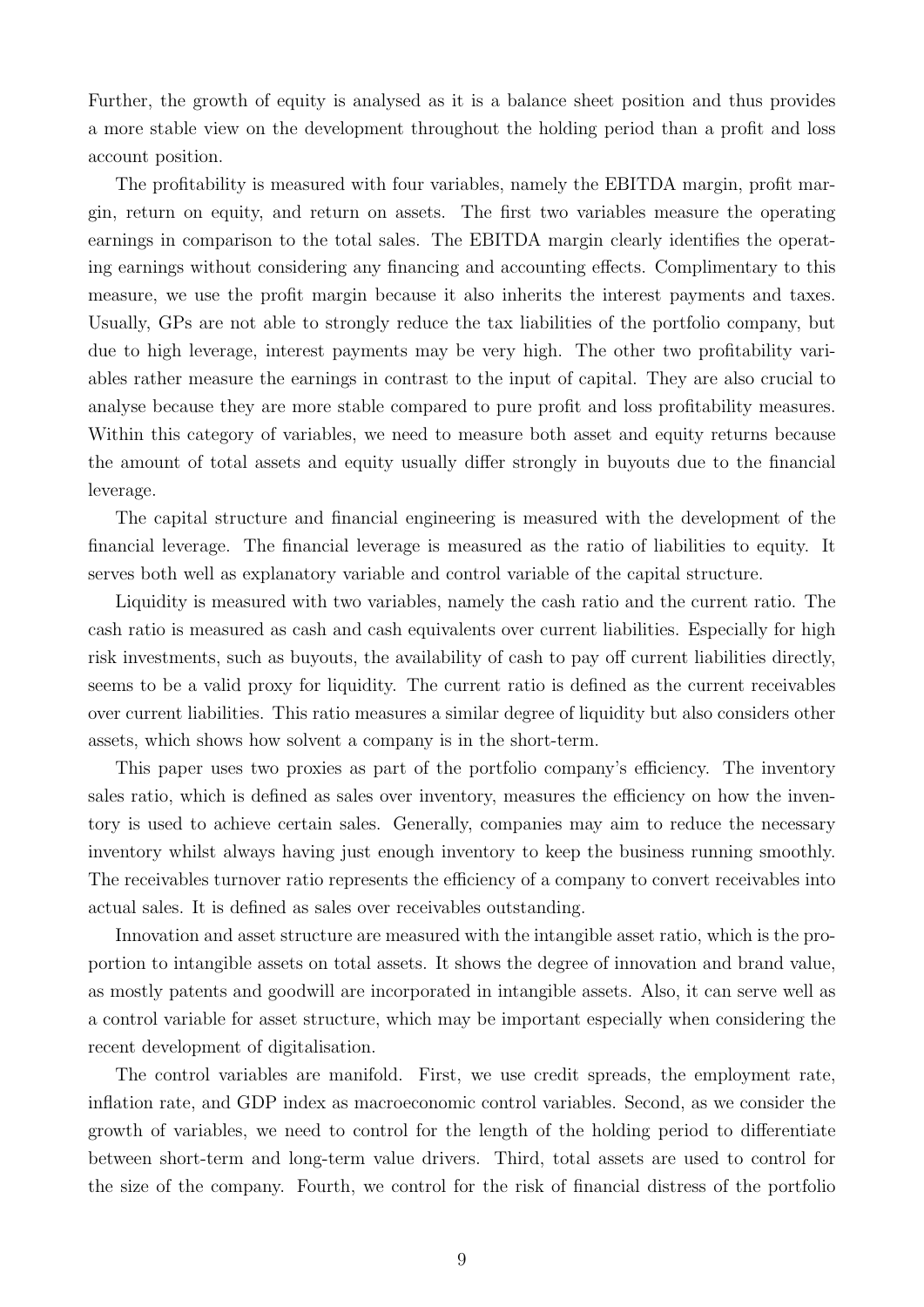Further, the growth of equity is analysed as it is a balance sheet position and thus provides a more stable view on the development throughout the holding period than a profit and loss account position.

The profitability is measured with four variables, namely the EBITDA margin, profit margin, return on equity, and return on assets. The first two variables measure the operating earnings in comparison to the total sales. The EBITDA margin clearly identifies the operating earnings without considering any financing and accounting effects. Complimentary to this measure, we use the profit margin because it also inherits the interest payments and taxes. Usually, GPs are not able to strongly reduce the tax liabilities of the portfolio company, but due to high leverage, interest payments may be very high. The other two profitability variables rather measure the earnings in contrast to the input of capital. They are also crucial to analyse because they are more stable compared to pure profit and loss profitability measures. Within this category of variables, we need to measure both asset and equity returns because the amount of total assets and equity usually differ strongly in buyouts due to the financial leverage.

The capital structure and financial engineering is measured with the development of the financial leverage. The financial leverage is measured as the ratio of liabilities to equity. It serves both well as explanatory variable and control variable of the capital structure.

Liquidity is measured with two variables, namely the cash ratio and the current ratio. The cash ratio is measured as cash and cash equivalents over current liabilities. Especially for high risk investments, such as buyouts, the availability of cash to pay off current liabilities directly, seems to be a valid proxy for liquidity. The current ratio is defined as the current receivables over current liabilities. This ratio measures a similar degree of liquidity but also considers other assets, which shows how solvent a company is in the short-term.

This paper uses two proxies as part of the portfolio company's efficiency. The inventory sales ratio, which is defined as sales over inventory, measures the efficiency on how the inventory is used to achieve certain sales. Generally, companies may aim to reduce the necessary inventory whilst always having just enough inventory to keep the business running smoothly. The receivables turnover ratio represents the efficiency of a company to convert receivables into actual sales. It is defined as sales over receivables outstanding.

Innovation and asset structure are measured with the intangible asset ratio, which is the proportion to intangible assets on total assets. It shows the degree of innovation and brand value, as mostly patents and goodwill are incorporated in intangible assets. Also, it can serve well as a control variable for asset structure, which may be important especially when considering the recent development of digitalisation.

The control variables are manifold. First, we use credit spreads, the employment rate, inflation rate, and GDP index as macroeconomic control variables. Second, as we consider the growth of variables, we need to control for the length of the holding period to differentiate between short-term and long-term value drivers. Third, total assets are used to control for the size of the company. Fourth, we control for the risk of financial distress of the portfolio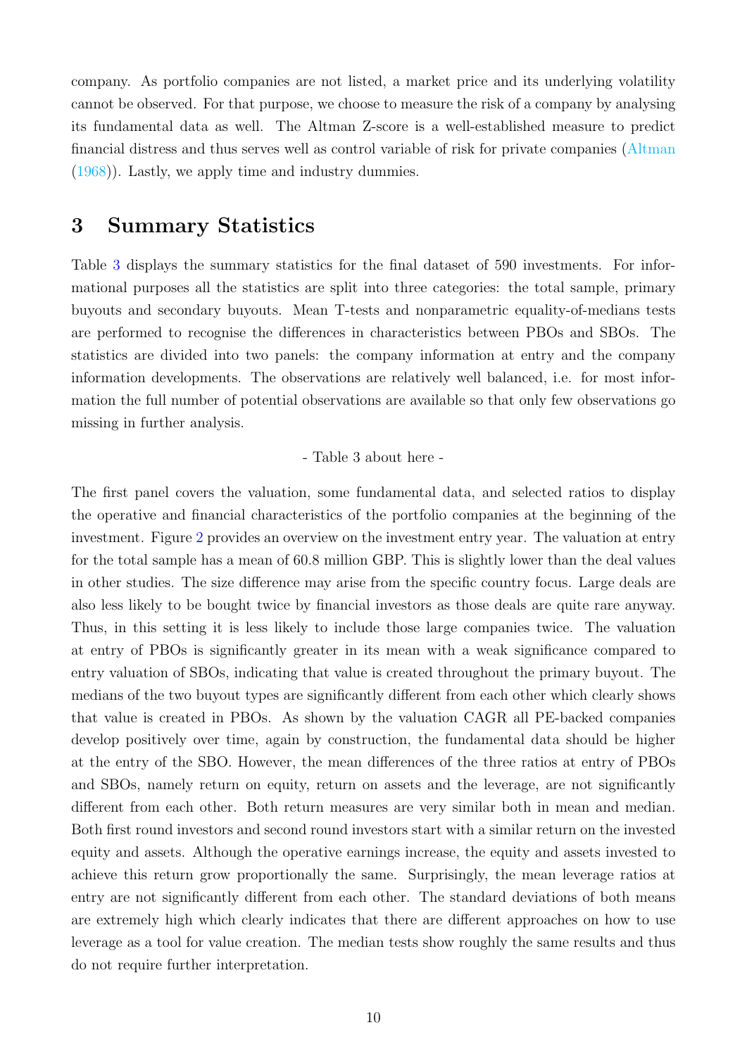company. As portfolio companies are not listed, a market price and its underlying volatility cannot be observed. For that purpose, we choose to measure the risk of a company by analysing its fundamental data as well. The Altman Z-score is a well-established measure to predict financial distress and thus serves well as control variable of risk for private companies (Altman (1968)). Lastly, we apply time and industry dummies.

## 3 Summary Statistics

Table 3 displays the summary statistics for the final dataset of 590 investments. For informational purposes all the statistics are split into three categories: the total sample, primary buyouts and secondary buyouts. Mean T-tests and nonparametric equality-of-medians tests are performed to recognise the differences in characteristics between PBOs and SBOs. The statistics are divided into two panels: the company information at entry and the company information developments. The observations are relatively well balanced, i.e. for most information the full number of potential observations are available so that only few observations go missing in further analysis.

- Table 3 about here -

The first panel covers the valuation, some fundamental data, and selected ratios to display the operative and financial characteristics of the portfolio companies at the beginning of the investment. Figure 2 provides an overview on the investment entry year. The valuation at entry for the total sample has a mean of 60.8 million GBP. This is slightly lower than the deal values in other studies. The size difference may arise from the specific country focus. Large deals are also less likely to be bought twice by financial investors as those deals are quite rare anyway. Thus, in this setting it is less likely to include those large companies twice. The valuation at entry of PBOs is significantly greater in its mean with a weak significance compared to entry valuation of SBOs, indicating that value is created throughout the primary buyout. The medians of the two buyout types are significantly different from each other which clearly shows that value is created in PBOs. As shown by the valuation CAGR all PE-backed companies develop positively over time, again by construction, the fundamental data should be higher at the entry of the SBO. However, the mean differences of the three ratios at entry of PBOs and SBOs, namely return on equity, return on assets and the leverage, are not significantly different from each other. Both return measures are very similar both in mean and median. Both first round investors and second round investors start with a similar return on the invested equity and assets. Although the operative earnings increase, the equity and assets invested to achieve this return grow proportionally the same. Surprisingly, the mean leverage ratios at entry are not significantly different from each other. The standard deviations of both means are extremely high which clearly indicates that there are different approaches on how to use leverage as a tool for value creation. The median tests show roughly the same results and thus do not require further interpretation.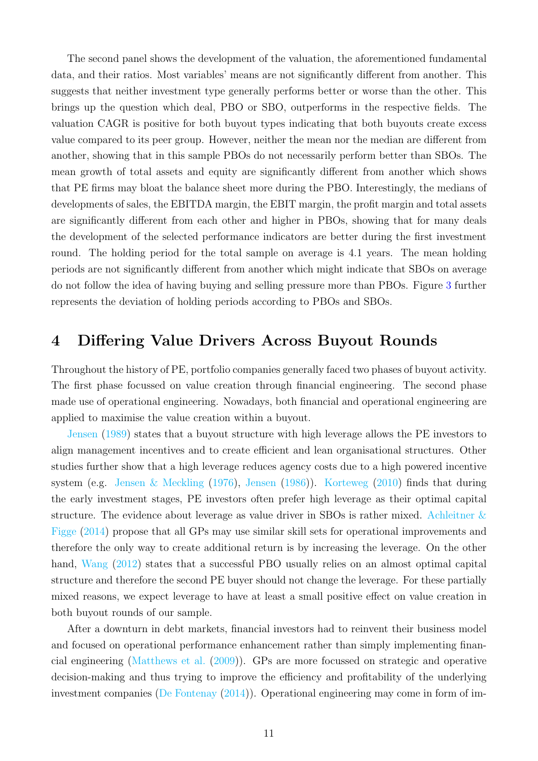The second panel shows the development of the valuation, the aforementioned fundamental data, and their ratios. Most variables' means are not significantly different from another. This suggests that neither investment type generally performs better or worse than the other. This brings up the question which deal, PBO or SBO, outperforms in the respective fields. The valuation CAGR is positive for both buyout types indicating that both buyouts create excess value compared to its peer group. However, neither the mean nor the median are different from another, showing that in this sample PBOs do not necessarily perform better than SBOs. The mean growth of total assets and equity are significantly different from another which shows that PE firms may bloat the balance sheet more during the PBO. Interestingly, the medians of developments of sales, the EBITDA margin, the EBIT margin, the profit margin and total assets are significantly different from each other and higher in PBOs, showing that for many deals the development of the selected performance indicators are better during the first investment round. The holding period for the total sample on average is 4.1 years. The mean holding periods are not significantly different from another which might indicate that SBOs on average do not follow the idea of having buying and selling pressure more than PBOs. Figure 3 further represents the deviation of holding periods according to PBOs and SBOs.

# 4 Differing Value Drivers Across Buyout Rounds

Throughout the history of PE, portfolio companies generally faced two phases of buyout activity. The first phase focussed on value creation through financial engineering. The second phase made use of operational engineering. Nowadays, both financial and operational engineering are applied to maximise the value creation within a buyout.

Jensen (1989) states that a buyout structure with high leverage allows the PE investors to align management incentives and to create efficient and lean organisational structures. Other studies further show that a high leverage reduces agency costs due to a high powered incentive system (e.g. Jensen & Meckling (1976), Jensen (1986)). Korteweg (2010) finds that during the early investment stages, PE investors often prefer high leverage as their optimal capital structure. The evidence about leverage as value driver in SBOs is rather mixed. Achleitner & Figge (2014) propose that all GPs may use similar skill sets for operational improvements and therefore the only way to create additional return is by increasing the leverage. On the other hand, Wang (2012) states that a successful PBO usually relies on an almost optimal capital structure and therefore the second PE buyer should not change the leverage. For these partially mixed reasons, we expect leverage to have at least a small positive effect on value creation in both buyout rounds of our sample.

After a downturn in debt markets, financial investors had to reinvent their business model and focused on operational performance enhancement rather than simply implementing financial engineering (Matthews et al. (2009)). GPs are more focussed on strategic and operative decision-making and thus trying to improve the efficiency and profitability of the underlying investment companies (De Fontenay (2014)). Operational engineering may come in form of im-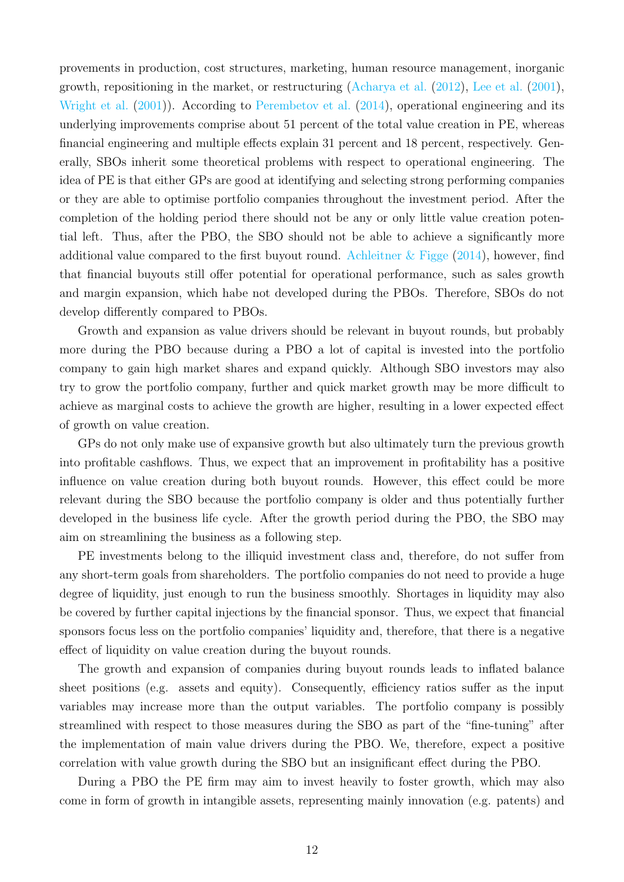provements in production, cost structures, marketing, human resource management, inorganic growth, repositioning in the market, or restructuring (Acharya et al. (2012), Lee et al. (2001), Wright et al. (2001)). According to Perembetov et al. (2014), operational engineering and its underlying improvements comprise about 51 percent of the total value creation in PE, whereas financial engineering and multiple effects explain 31 percent and 18 percent, respectively. Generally, SBOs inherit some theoretical problems with respect to operational engineering. The idea of PE is that either GPs are good at identifying and selecting strong performing companies or they are able to optimise portfolio companies throughout the investment period. After the completion of the holding period there should not be any or only little value creation potential left. Thus, after the PBO, the SBO should not be able to achieve a significantly more additional value compared to the first buyout round. Achleitner & Figge (2014), however, find that financial buyouts still offer potential for operational performance, such as sales growth and margin expansion, which habe not developed during the PBOs. Therefore, SBOs do not develop differently compared to PBOs.

Growth and expansion as value drivers should be relevant in buyout rounds, but probably more during the PBO because during a PBO a lot of capital is invested into the portfolio company to gain high market shares and expand quickly. Although SBO investors may also try to grow the portfolio company, further and quick market growth may be more difficult to achieve as marginal costs to achieve the growth are higher, resulting in a lower expected effect of growth on value creation.

GPs do not only make use of expansive growth but also ultimately turn the previous growth into profitable cashflows. Thus, we expect that an improvement in profitability has a positive influence on value creation during both buyout rounds. However, this effect could be more relevant during the SBO because the portfolio company is older and thus potentially further developed in the business life cycle. After the growth period during the PBO, the SBO may aim on streamlining the business as a following step.

PE investments belong to the illiquid investment class and, therefore, do not suffer from any short-term goals from shareholders. The portfolio companies do not need to provide a huge degree of liquidity, just enough to run the business smoothly. Shortages in liquidity may also be covered by further capital injections by the financial sponsor. Thus, we expect that financial sponsors focus less on the portfolio companies' liquidity and, therefore, that there is a negative effect of liquidity on value creation during the buyout rounds.

The growth and expansion of companies during buyout rounds leads to inflated balance sheet positions (e.g. assets and equity). Consequently, efficiency ratios suffer as the input variables may increase more than the output variables. The portfolio company is possibly streamlined with respect to those measures during the SBO as part of the "fine-tuning" after the implementation of main value drivers during the PBO. We, therefore, expect a positive correlation with value growth during the SBO but an insignificant effect during the PBO.

During a PBO the PE firm may aim to invest heavily to foster growth, which may also come in form of growth in intangible assets, representing mainly innovation (e.g. patents) and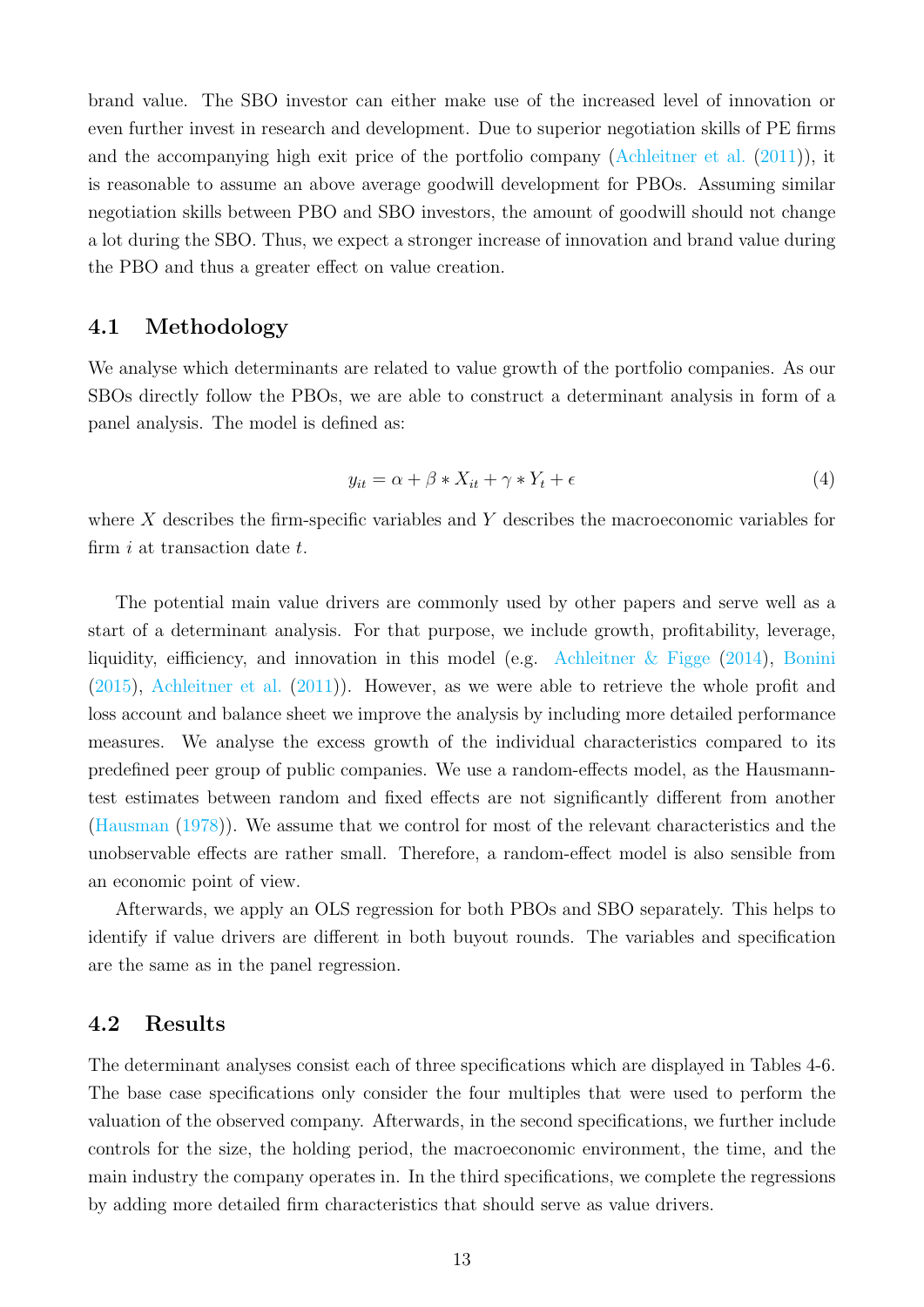brand value. The SBO investor can either make use of the increased level of innovation or even further invest in research and development. Due to superior negotiation skills of PE firms and the accompanying high exit price of the portfolio company (Achleitner et al. (2011)), it is reasonable to assume an above average goodwill development for PBOs. Assuming similar negotiation skills between PBO and SBO investors, the amount of goodwill should not change a lot during the SBO. Thus, we expect a stronger increase of innovation and brand value during the PBO and thus a greater effect on value creation.

## 4.1 Methodology

We analyse which determinants are related to value growth of the portfolio companies. As our SBOs directly follow the PBOs, we are able to construct a determinant analysis in form of a panel analysis. The model is defined as:

$$y_{it} = \alpha + \beta * X_{it} + \gamma * Y_t + \epsilon \tag{4}$$

where $X$ describes the firm-specific variables and $Y$ describes the macroeconomic variables for firm $i$ at transaction date $t$.

The potential main value drivers are commonly used by other papers and serve well as a start of a determinant analysis. For that purpose, we include growth, profitability, leverage, liquidity, eifficiency, and innovation in this model (e.g. Achleitner & Figge (2014), Bonini (2015), Achleitner et al. (2011)). However, as we were able to retrieve the whole profit and loss account and balance sheet we improve the analysis by including more detailed performance measures. We analyse the excess growth of the individual characteristics compared to its predefined peer group of public companies. We use a random-effects model, as the Hausmann-test estimates between random and fixed effects are not significantly different from another (Hausman (1978)). We assume that we control for most of the relevant characteristics and the unobservable effects are rather small. Therefore, a random-effect model is also sensible from an economic point of view.

Afterwards, we apply an OLS regression for both PBOs and SBO separately. This helps to identify if value drivers are different in both buyout rounds. The variables and specification are the same as in the panel regression.

## 4.2 Results

The determinant analyses consist each of three specifications which are displayed in Tables 4-6. The base case specifications only consider the four multiples that were used to perform the valuation of the observed company. Afterwards, in the second specifications, we further include controls for the size, the holding period, the macroeconomic environment, the time, and the main industry the company operates in. In the third specifications, we complete the regressions by adding more detailed firm characteristics that should serve as value drivers.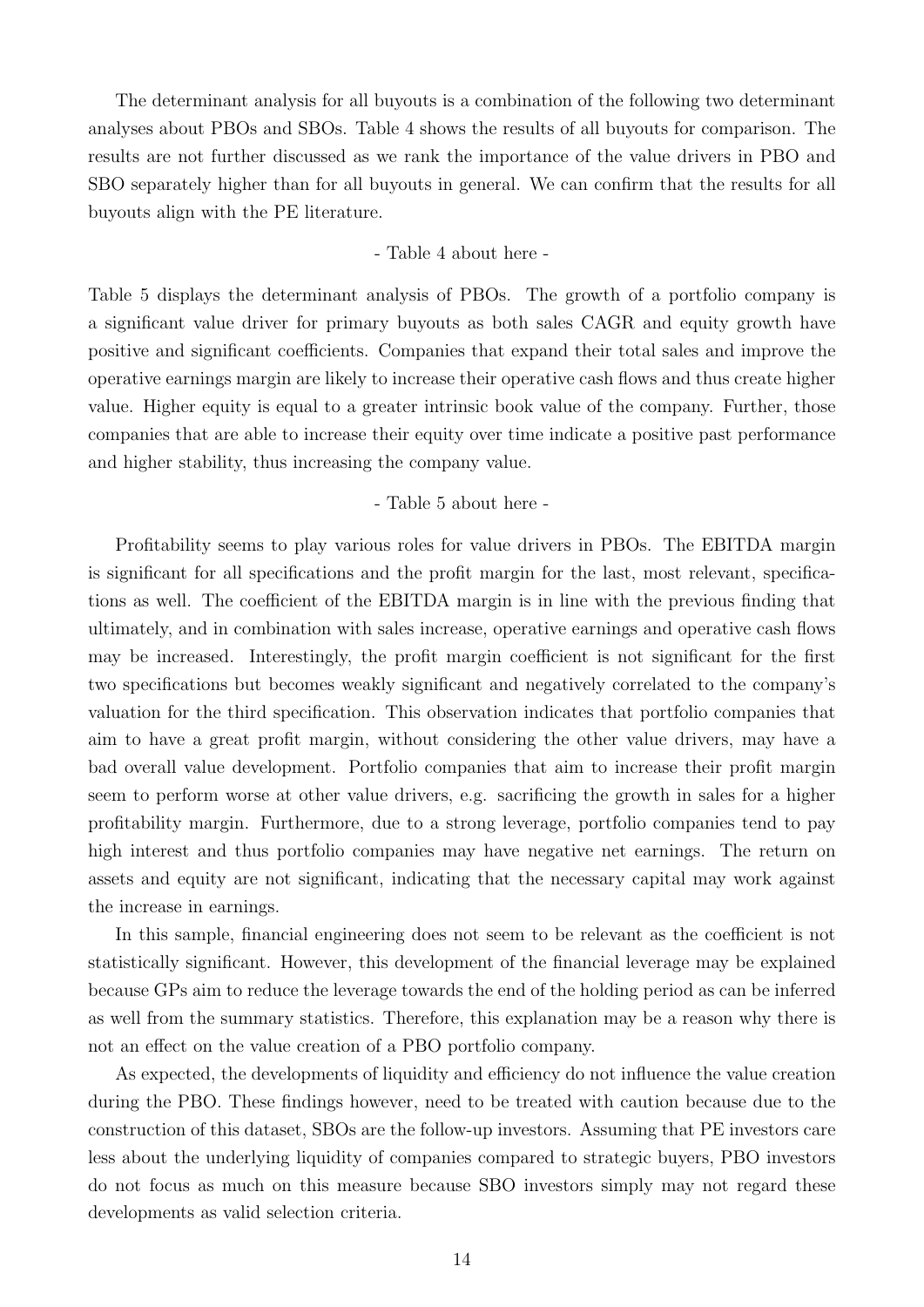The determinant analysis for all buyouts is a combination of the following two determinant analyses about PBOs and SBOs. Table 4 shows the results of all buyouts for comparison. The results are not further discussed as we rank the importance of the value drivers in PBO and SBO separately higher than for all buyouts in general. We can confirm that the results for all buyouts align with the PE literature.

- Table 4 about here -

Table 5 displays the determinant analysis of PBOs. The growth of a portfolio company is a significant value driver for primary buyouts as both sales CAGR and equity growth have positive and significant coefficients. Companies that expand their total sales and improve the operative earnings margin are likely to increase their operative cash flows and thus create higher value. Higher equity is equal to a greater intrinsic book value of the company. Further, those companies that are able to increase their equity over time indicate a positive past performance and higher stability, thus increasing the company value.

- Table 5 about here -

Profitability seems to play various roles for value drivers in PBOs. The EBITDA margin is significant for all specifications and the profit margin for the last, most relevant, specifications as well. The coefficient of the EBITDA margin is in line with the previous finding that ultimately, and in combination with sales increase, operative earnings and operative cash flows may be increased. Interestingly, the profit margin coefficient is not significant for the first two specifications but becomes weakly significant and negatively correlated to the company's valuation for the third specification. This observation indicates that portfolio companies that aim to have a great profit margin, without considering the other value drivers, may have a bad overall value development. Portfolio companies that aim to increase their profit margin seem to perform worse at other value drivers, e.g. sacrificing the growth in sales for a higher profitability margin. Furthermore, due to a strong leverage, portfolio companies tend to pay high interest and thus portfolio companies may have negative net earnings. The return on assets and equity are not significant, indicating that the necessary capital may work against the increase in earnings.

In this sample, financial engineering does not seem to be relevant as the coefficient is not statistically significant. However, this development of the financial leverage may be explained because GPs aim to reduce the leverage towards the end of the holding period as can be inferred as well from the summary statistics. Therefore, this explanation may be a reason why there is not an effect on the value creation of a PBO portfolio company.

As expected, the developments of liquidity and efficiency do not influence the value creation during the PBO. These findings however, need to be treated with caution because due to the construction of this dataset, SBOs are the follow-up investors. Assuming that PE investors care less about the underlying liquidity of companies compared to strategic buyers, PBO investors do not focus as much on this measure because SBO investors simply may not regard these developments as valid selection criteria.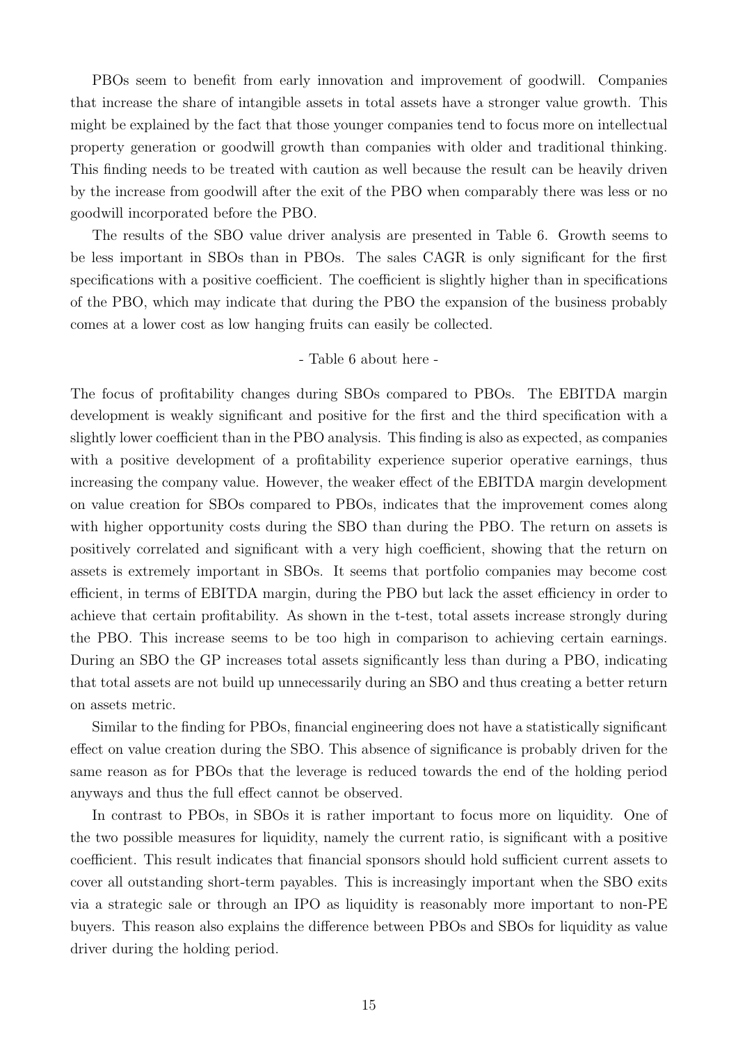PBOs seem to benefit from early innovation and improvement of goodwill. Companies that increase the share of intangible assets in total assets have a stronger value growth. This might be explained by the fact that those younger companies tend to focus more on intellectual property generation or goodwill growth than companies with older and traditional thinking. This finding needs to be treated with caution as well because the result can be heavily driven by the increase from goodwill after the exit of the PBO when comparably there was less or no goodwill incorporated before the PBO.

The results of the SBO value driver analysis are presented in Table 6. Growth seems to be less important in SBOs than in PBOs. The sales CAGR is only significant for the first specifications with a positive coefficient. The coefficient is slightly higher than in specifications of the PBO, which may indicate that during the PBO the expansion of the business probably comes at a lower cost as low hanging fruits can easily be collected.

- Table 6 about here -

The focus of profitability changes during SBOs compared to PBOs. The EBITDA margin development is weakly significant and positive for the first and the third specification with a slightly lower coefficient than in the PBO analysis. This finding is also as expected, as companies with a positive development of a profitability experience superior operative earnings, thus increasing the company value. However, the weaker effect of the EBITDA margin development on value creation for SBOs compared to PBOs, indicates that the improvement comes along with higher opportunity costs during the SBO than during the PBO. The return on assets is positively correlated and significant with a very high coefficient, showing that the return on assets is extremely important in SBOs. It seems that portfolio companies may become cost efficient, in terms of EBITDA margin, during the PBO but lack the asset efficiency in order to achieve that certain profitability. As shown in the t-test, total assets increase strongly during the PBO. This increase seems to be too high in comparison to achieving certain earnings. During an SBO the GP increases total assets significantly less than during a PBO, indicating that total assets are not build up unnecessarily during an SBO and thus creating a better return on assets metric.

Similar to the finding for PBOs, financial engineering does not have a statistically significant effect on value creation during the SBO. This absence of significance is probably driven for the same reason as for PBOs that the leverage is reduced towards the end of the holding period anyways and thus the full effect cannot be observed.

In contrast to PBOs, in SBOs it is rather important to focus more on liquidity. One of the two possible measures for liquidity, namely the current ratio, is significant with a positive coefficient. This result indicates that financial sponsors should hold sufficient current assets to cover all outstanding short-term payables. This is increasingly important when the SBO exits via a strategic sale or through an IPO as liquidity is reasonably more important to non-PE buyers. This reason also explains the difference between PBOs and SBOs for liquidity as value driver during the holding period.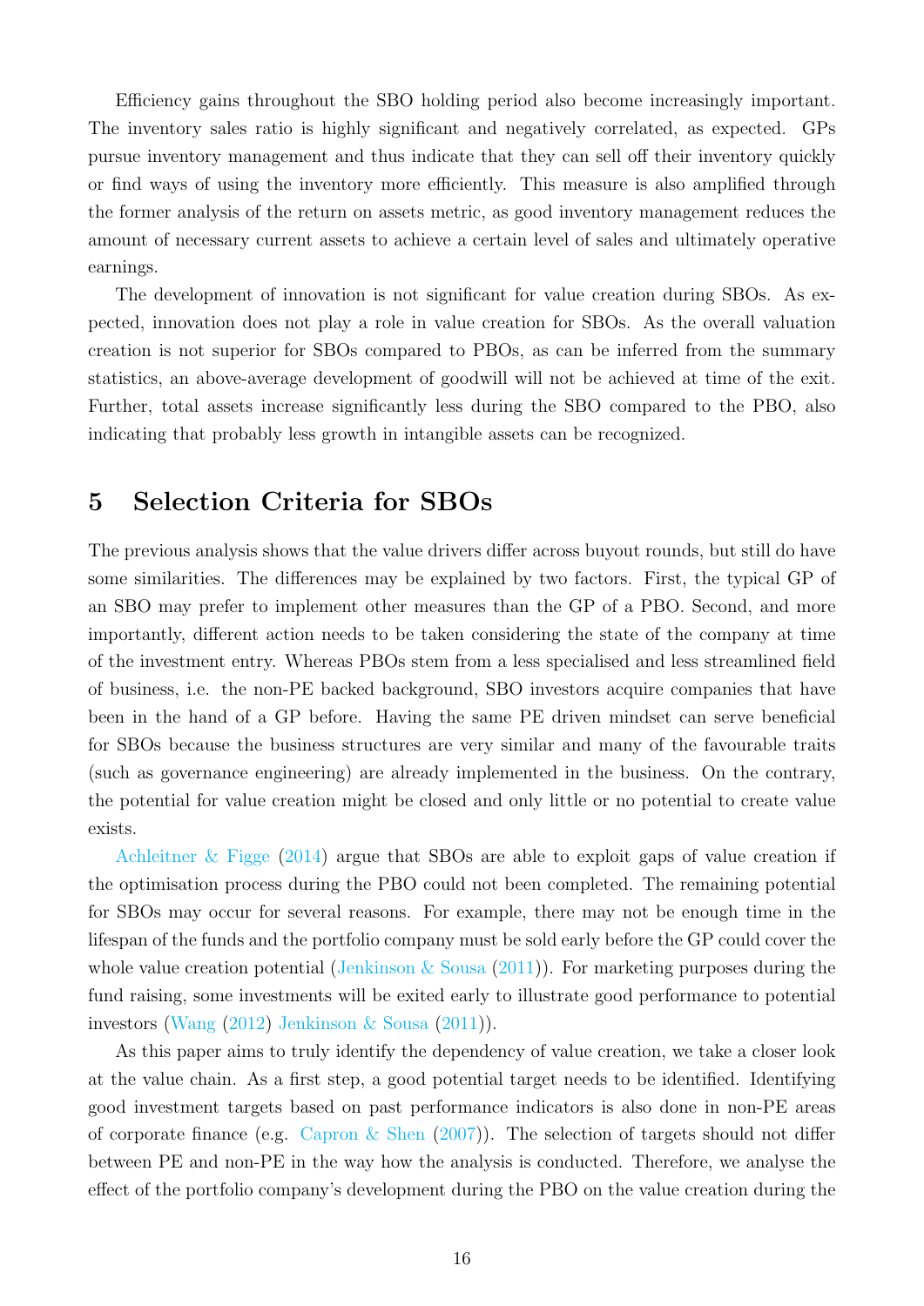Efficiency gains throughout the SBO holding period also become increasingly important. The inventory sales ratio is highly significant and negatively correlated, as expected. GPs pursue inventory management and thus indicate that they can sell off their inventory quickly or find ways of using the inventory more efficiently. This measure is also amplified through the former analysis of the return on assets metric, as good inventory management reduces the amount of necessary current assets to achieve a certain level of sales and ultimately operative earnings.

The development of innovation is not significant for value creation during SBOs. As expected, innovation does not play a role in value creation for SBOs. As the overall valuation creation is not superior for SBOs compared to PBOs, as can be inferred from the summary statistics, an above-average development of goodwill will not be achieved at time of the exit. Further, total assets increase significantly less during the SBO compared to the PBO, also indicating that probably less growth in intangible assets can be recognized.

# 5 Selection Criteria for SBOs

The previous analysis shows that the value drivers differ across buyout rounds, but still do have some similarities. The differences may be explained by two factors. First, the typical GP of an SBO may prefer to implement other measures than the GP of a PBO. Second, and more importantly, different action needs to be taken considering the state of the company at time of the investment entry. Whereas PBOs stem from a less specialised and less streamlined field of business, i.e. the non-PE backed background, SBO investors acquire companies that have been in the hand of a GP before. Having the same PE driven mindset can serve beneficial for SBOs because the business structures are very similar and many of the favourable traits (such as governance engineering) are already implemented in the business. On the contrary, the potential for value creation might be closed and only little or no potential to create value exists.

Achleitner & Figge (2014) argue that SBOs are able to exploit gaps of value creation if the optimisation process during the PBO could not been completed. The remaining potential for SBOs may occur for several reasons. For example, there may not be enough time in the lifespan of the funds and the portfolio company must be sold early before the GP could cover the whole value creation potential (Jenkinson & Sousa (2011)). For marketing purposes during the fund raising, some investments will be exited early to illustrate good performance to potential investors (Wang (2012) Jenkinson & Sousa (2011)).

As this paper aims to truly identify the dependency of value creation, we take a closer look at the value chain. As a first step, a good potential target needs to be identified. Identifying good investment targets based on past performance indicators is also done in non-PE areas of corporate finance (e.g. Capron & Shen (2007)). The selection of targets should not differ between PE and non-PE in the way how the analysis is conducted. Therefore, we analyse the effect of the portfolio company's development during the PBO on the value creation during the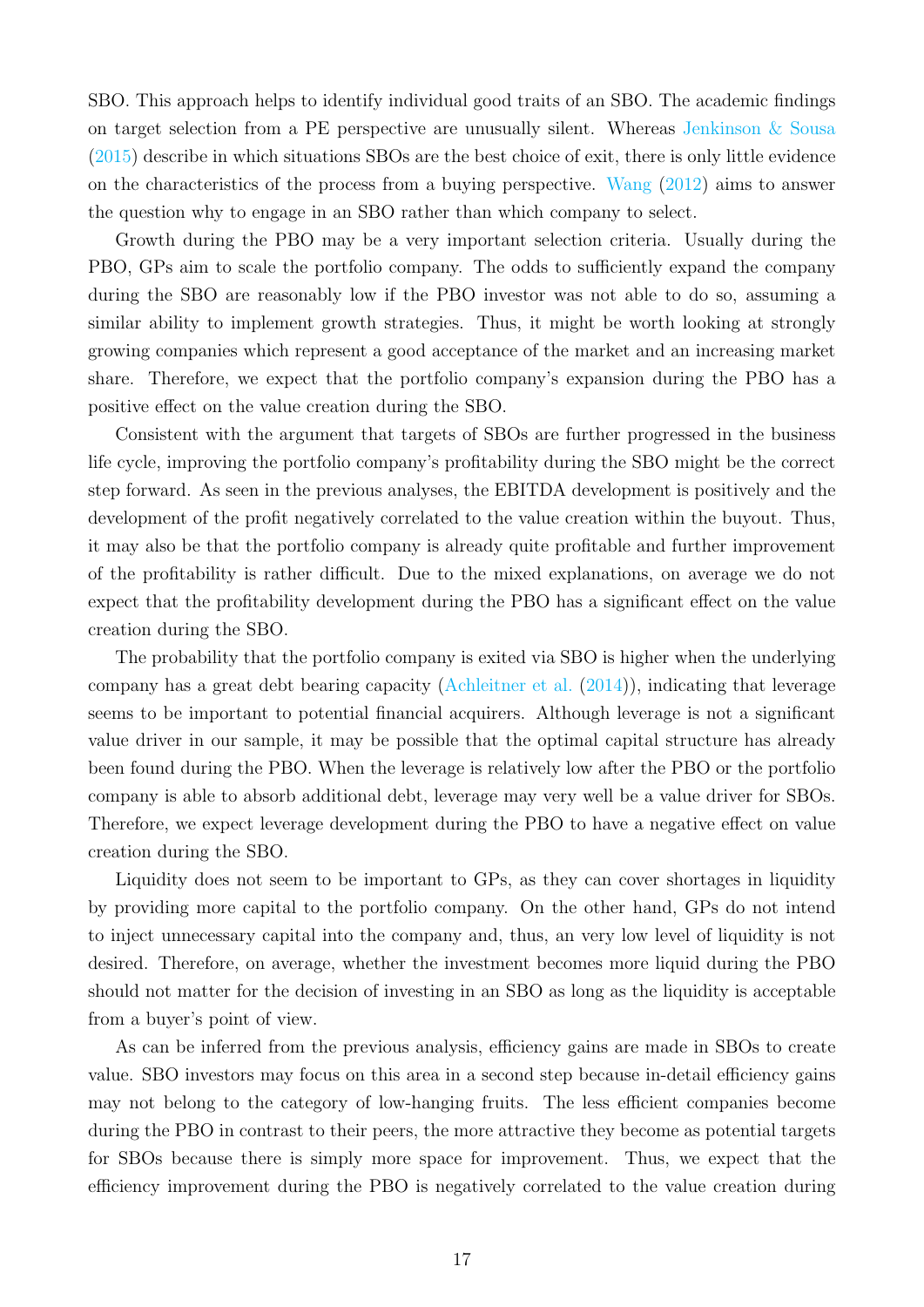SBO. This approach helps to identify individual good traits of an SBO. The academic findings on target selection from a PE perspective are unusually silent. Whereas Jenkinson & Sousa (2015) describe in which situations SBOs are the best choice of exit, there is only little evidence on the characteristics of the process from a buying perspective. Wang (2012) aims to answer the question why to engage in an SBO rather than which company to select.

Growth during the PBO may be a very important selection criteria. Usually during the PBO, GPs aim to scale the portfolio company. The odds to sufficiently expand the company during the SBO are reasonably low if the PBO investor was not able to do so, assuming a similar ability to implement growth strategies. Thus, it might be worth looking at strongly growing companies which represent a good acceptance of the market and an increasing market share. Therefore, we expect that the portfolio company's expansion during the PBO has a positive effect on the value creation during the SBO.

Consistent with the argument that targets of SBOs are further progressed in the business life cycle, improving the portfolio company's profitability during the SBO might be the correct step forward. As seen in the previous analyses, the EBITDA development is positively and the development of the profit negatively correlated to the value creation within the buyout. Thus, it may also be that the portfolio company is already quite profitable and further improvement of the profitability is rather difficult. Due to the mixed explanations, on average we do not expect that the profitability development during the PBO has a significant effect on the value creation during the SBO.

The probability that the portfolio company is exited via SBO is higher when the underlying company has a great debt bearing capacity (Achleitner et al. (2014)), indicating that leverage seems to be important to potential financial acquirers. Although leverage is not a significant value driver in our sample, it may be possible that the optimal capital structure has already been found during the PBO. When the leverage is relatively low after the PBO or the portfolio company is able to absorb additional debt, leverage may very well be a value driver for SBOs. Therefore, we expect leverage development during the PBO to have a negative effect on value creation during the SBO.

Liquidity does not seem to be important to GPs, as they can cover shortages in liquidity by providing more capital to the portfolio company. On the other hand, GPs do not intend to inject unnecessary capital into the company and, thus, an very low level of liquidity is not desired. Therefore, on average, whether the investment becomes more liquid during the PBO should not matter for the decision of investing in an SBO as long as the liquidity is acceptable from a buyer's point of view.

As can be inferred from the previous analysis, efficiency gains are made in SBOs to create value. SBO investors may focus on this area in a second step because in-detail efficiency gains may not belong to the category of low-hanging fruits. The less efficient companies become during the PBO in contrast to their peers, the more attractive they become as potential targets for SBOs because there is simply more space for improvement. Thus, we expect that the efficiency improvement during the PBO is negatively correlated to the value creation during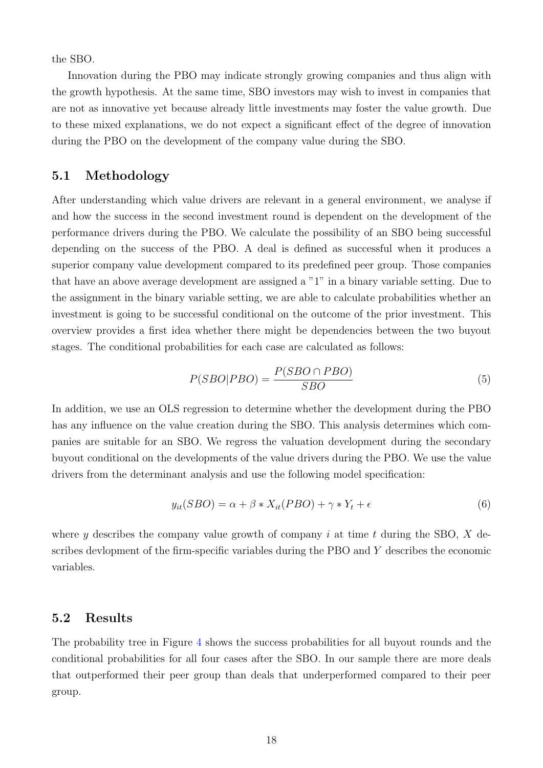the SBO.

Innovation during the PBO may indicate strongly growing companies and thus align with the growth hypothesis. At the same time, SBO investors may wish to invest in companies that are not as innovative yet because already little investments may foster the value growth. Due to these mixed explanations, we do not expect a significant effect of the degree of innovation during the PBO on the development of the company value during the SBO.

## 5.1 Methodology

After understanding which value drivers are relevant in a general environment, we analyse if and how the success in the second investment round is dependent on the development of the performance drivers during the PBO. We calculate the possibility of an SBO being successful depending on the success of the PBO. A deal is defined as successful when it produces a superior company value development compared to its predefined peer group. Those companies that have an above average development are assigned a "1" in a binary variable setting. Due to the assignment in the binary variable setting, we are able to calculate probabilities whether an investment is going to be successful conditional on the outcome of the prior investment. This overview provides a first idea whether there might be dependencies between the two buyout stages. The conditional probabilities for each case are calculated as follows:

$$P(SBO|PBO) = \frac{P(SBO \cap PBO)}{SBO} \tag{5}$$

In addition, we use an OLS regression to determine whether the development during the PBO has any influence on the value creation during the SBO. This analysis determines which companies are suitable for an SBO. We regress the valuation development during the secondary buyout conditional on the developments of the value drivers during the PBO. We use the value drivers from the determinant analysis and use the following model specification:

$$y_{it}(SBO) = \alpha + \beta * X_{it}(PBO) + \gamma * Y_t + \epsilon \tag{6}$$

where $y$ describes the company value growth of company $i$ at time $t$ during the SBO, $X$ describes devlopment of the firm-specific variables during the PBO and $Y$ describes the economic variables.

## 5.2 Results

The probability tree in Figure 4 shows the success probabilities for all buyout rounds and the conditional probabilities for all four cases after the SBO. In our sample there are more deals that outperformed their peer group than deals that underperformed compared to their peer group.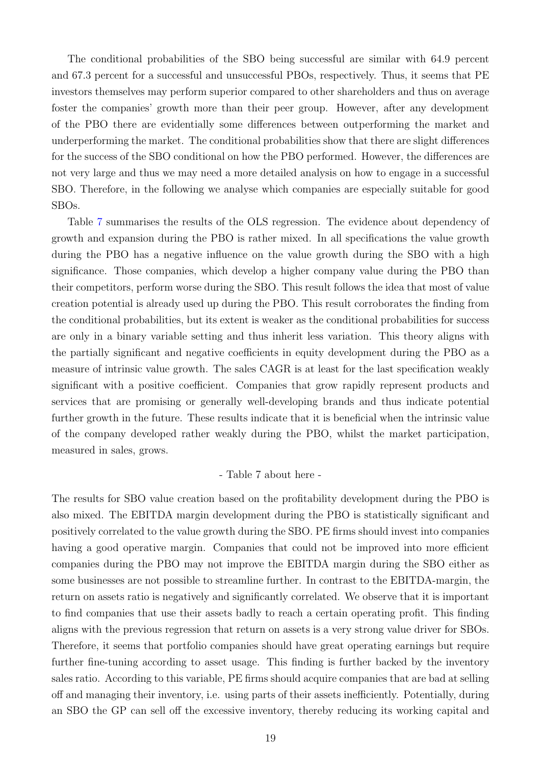The conditional probabilities of the SBO being successful are similar with 64.9 percent and 67.3 percent for a successful and unsuccessful PBOs, respectively. Thus, it seems that PE investors themselves may perform superior compared to other shareholders and thus on average foster the companies' growth more than their peer group. However, after any development of the PBO there are evidentially some differences between outperforming the market and underperforming the market. The conditional probabilities show that there are slight differences for the success of the SBO conditional on how the PBO performed. However, the differences are not very large and thus we may need a more detailed analysis on how to engage in a successful SBO. Therefore, in the following we analyse which companies are especially suitable for good SBOs.

Table 7 summarises the results of the OLS regression. The evidence about dependency of growth and expansion during the PBO is rather mixed. In all specifications the value growth during the PBO has a negative influence on the value growth during the SBO with a high significance. Those companies, which develop a higher company value during the PBO than their competitors, perform worse during the SBO. This result follows the idea that most of value creation potential is already used up during the PBO. This result corroborates the finding from the conditional probabilities, but its extent is weaker as the conditional probabilities for success are only in a binary variable setting and thus inherit less variation. This theory aligns with the partially significant and negative coefficients in equity development during the PBO as a measure of intrinsic value growth. The sales CAGR is at least for the last specification weakly significant with a positive coefficient. Companies that grow rapidly represent products and services that are promising or generally well-developing brands and thus indicate potential further growth in the future. These results indicate that it is beneficial when the intrinsic value of the company developed rather weakly during the PBO, whilst the market participation, measured in sales, grows.

- Table 7 about here -

The results for SBO value creation based on the profitability development during the PBO is also mixed. The EBITDA margin development during the PBO is statistically significant and positively correlated to the value growth during the SBO. PE firms should invest into companies having a good operative margin. Companies that could not be improved into more efficient companies during the PBO may not improve the EBITDA margin during the SBO either as some businesses are not possible to streamline further. In contrast to the EBITDA-margin, the return on assets ratio is negatively and significantly correlated. We observe that it is important to find companies that use their assets badly to reach a certain operating profit. This finding aligns with the previous regression that return on assets is a very strong value driver for SBOs. Therefore, it seems that portfolio companies should have great operating earnings but require further fine-tuning according to asset usage. This finding is further backed by the inventory sales ratio. According to this variable, PE firms should acquire companies that are bad at selling off and managing their inventory, i.e. using parts of their assets inefficiently. Potentially, during an SBO the GP can sell off the excessive inventory, thereby reducing its working capital and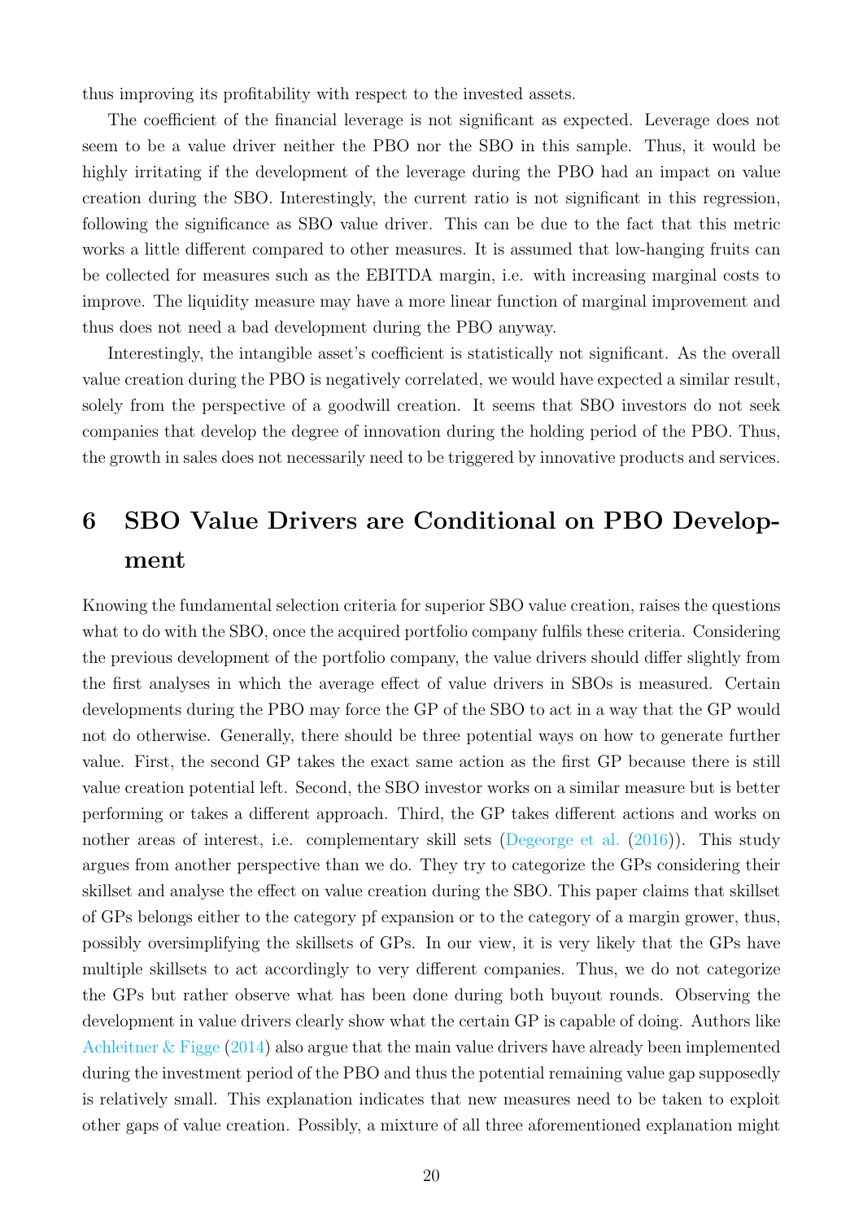thus improving its profitability with respect to the invested assets.

The coefficient of the financial leverage is not significant as expected. Leverage does not seem to be a value driver neither the PBO nor the SBO in this sample. Thus, it would be highly irritating if the development of the leverage during the PBO had an impact on value creation during the SBO. Interestingly, the current ratio is not significant in this regression, following the significance as SBO value driver. This can be due to the fact that this metric works a little different compared to other measures. It is assumed that low-hanging fruits can be collected for measures such as the EBITDA margin, i.e. with increasing marginal costs to improve. The liquidity measure may have a more linear function of marginal improvement and thus does not need a bad development during the PBO anyway.

Interestingly, the intangible asset's coefficient is statistically not significant. As the overall value creation during the PBO is negatively correlated, we would have expected a similar result, solely from the perspective of a goodwill creation. It seems that SBO investors do not seek companies that develop the degree of innovation during the holding period of the PBO. Thus, the growth in sales does not necessarily need to be triggered by innovative products and services.

# 6 SBO Value Drivers are Conditional on PBO Development

Knowing the fundamental selection criteria for superior SBO value creation, raises the questions what to do with the SBO, once the acquired portfolio company fulfils these criteria. Considering the previous development of the portfolio company, the value drivers should differ slightly from the first analyses in which the average effect of value drivers in SBOs is measured. Certain developments during the PBO may force the GP of the SBO to act in a way that the GP would not do otherwise. Generally, there should be three potential ways on how to generate further value. First, the second GP takes the exact same action as the first GP because there is still value creation potential left. Second, the SBO investor works on a similar measure but is better performing or takes a different approach. Third, the GP takes different actions and works on nother areas of interest, i.e. complementary skill sets (Degeorge et al. (2016)). This study argues from another perspective than we do. They try to categorize the GPs considering their skillset and analyse the effect on value creation during the SBO. This paper claims that skillset of GPs belongs either to the category pf expansion or to the category of a margin grower, thus, possibly oversimplifying the skillsets of GPs. In our view, it is very likely that the GPs have multiple skillsets to act accordingly to very different companies. Thus, we do not categorize the GPs but rather observe what has been done during both buyout rounds. Observing the development in value drivers clearly show what the certain GP is capable of doing. Authors like Achleitner & Figge (2014) also argue that the main value drivers have already been implemented during the investment period of the PBO and thus the potential remaining value gap supposedly is relatively small. This explanation indicates that new measures need to be taken to exploit other gaps of value creation. Possibly, a mixture of all three aforementioned explanation might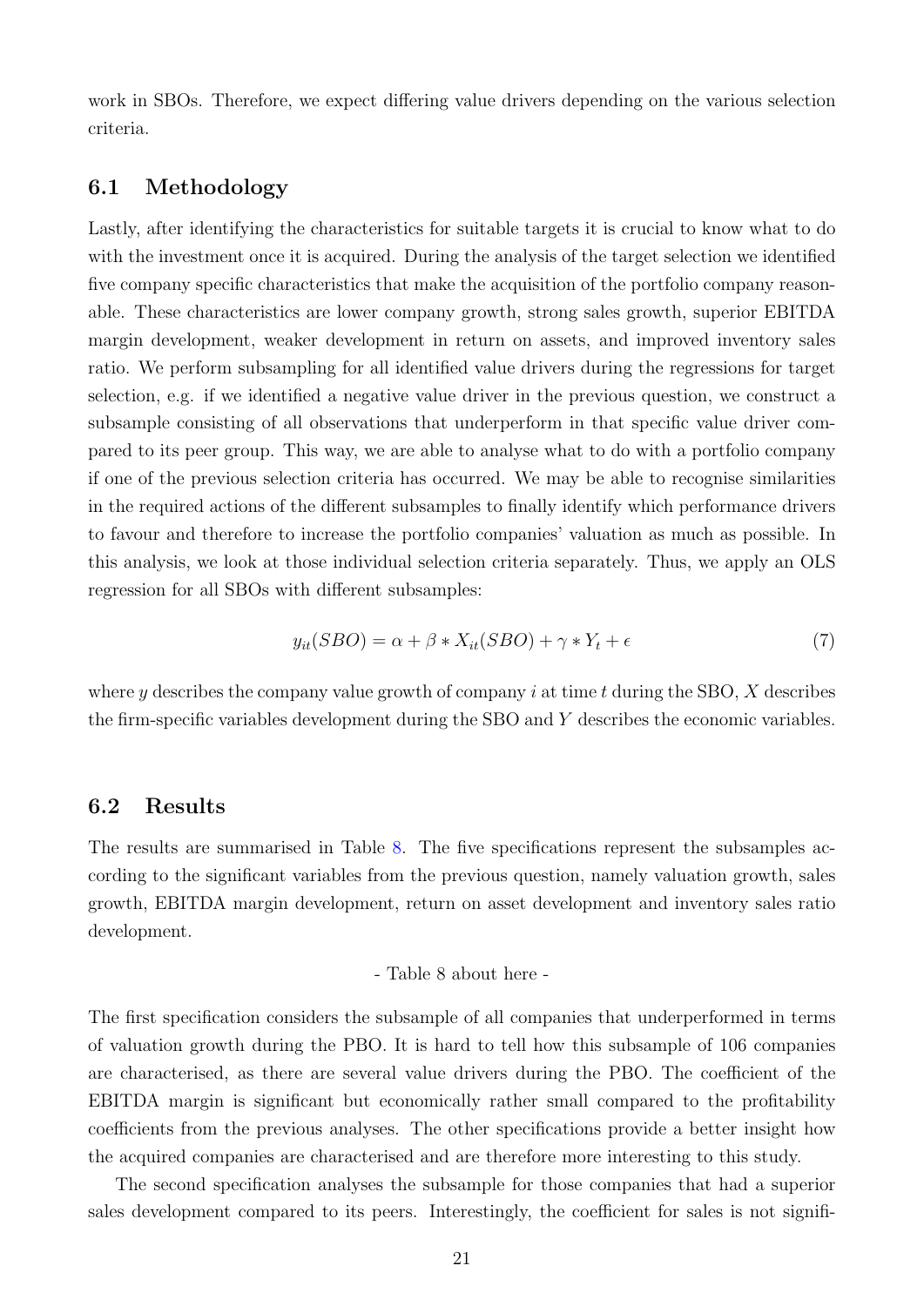work in SBOs. Therefore, we expect differing value drivers depending on the various selection criteria.

## 6.1 Methodology

Lastly, after identifying the characteristics for suitable targets it is crucial to know what to do with the investment once it is acquired. During the analysis of the target selection we identified five company specific characteristics that make the acquisition of the portfolio company reasonable. These characteristics are lower company growth, strong sales growth, superior EBITDA margin development, weaker development in return on assets, and improved inventory sales ratio. We perform subsampling for all identified value drivers during the regressions for target selection, e.g. if we identified a negative value driver in the previous question, we construct a subsample consisting of all observations that underperform in that specific value driver compared to its peer group. This way, we are able to analyse what to do with a portfolio company if one of the previous selection criteria has occurred. We may be able to recognise similarities in the required actions of the different subsamples to finally identify which performance drivers to favour and therefore to increase the portfolio companies' valuation as much as possible. In this analysis, we look at those individual selection criteria separately. Thus, we apply an OLS regression for all SBOs with different subsamples:

$$y_{it}(SBO) = \alpha + \beta * X_{it}(SBO) + \gamma * Y_t + \epsilon \tag{7}$$

where $y$ describes the company value growth of company $i$ at time $t$ during the SBO, $X$ describes the firm-specific variables development during the SBO and $Y$ describes the economic variables.

## 6.2 Results

The results are summarised in Table 8. The five specifications represent the subsamples according to the significant variables from the previous question, namely valuation growth, sales growth, EBITDA margin development, return on asset development and inventory sales ratio development.

- Table 8 about here -

The first specification considers the subsample of all companies that underperformed in terms of valuation growth during the PBO. It is hard to tell how this subsample of 106 companies are characterised, as there are several value drivers during the PBO. The coefficient of the EBITDA margin is significant but economically rather small compared to the profitability coefficients from the previous analyses. The other specifications provide a better insight how the acquired companies are characterised and are therefore more interesting to this study.

The second specification analyses the subsample for those companies that had a superior sales development compared to its peers. Interestingly, the coefficient for sales is not signifi-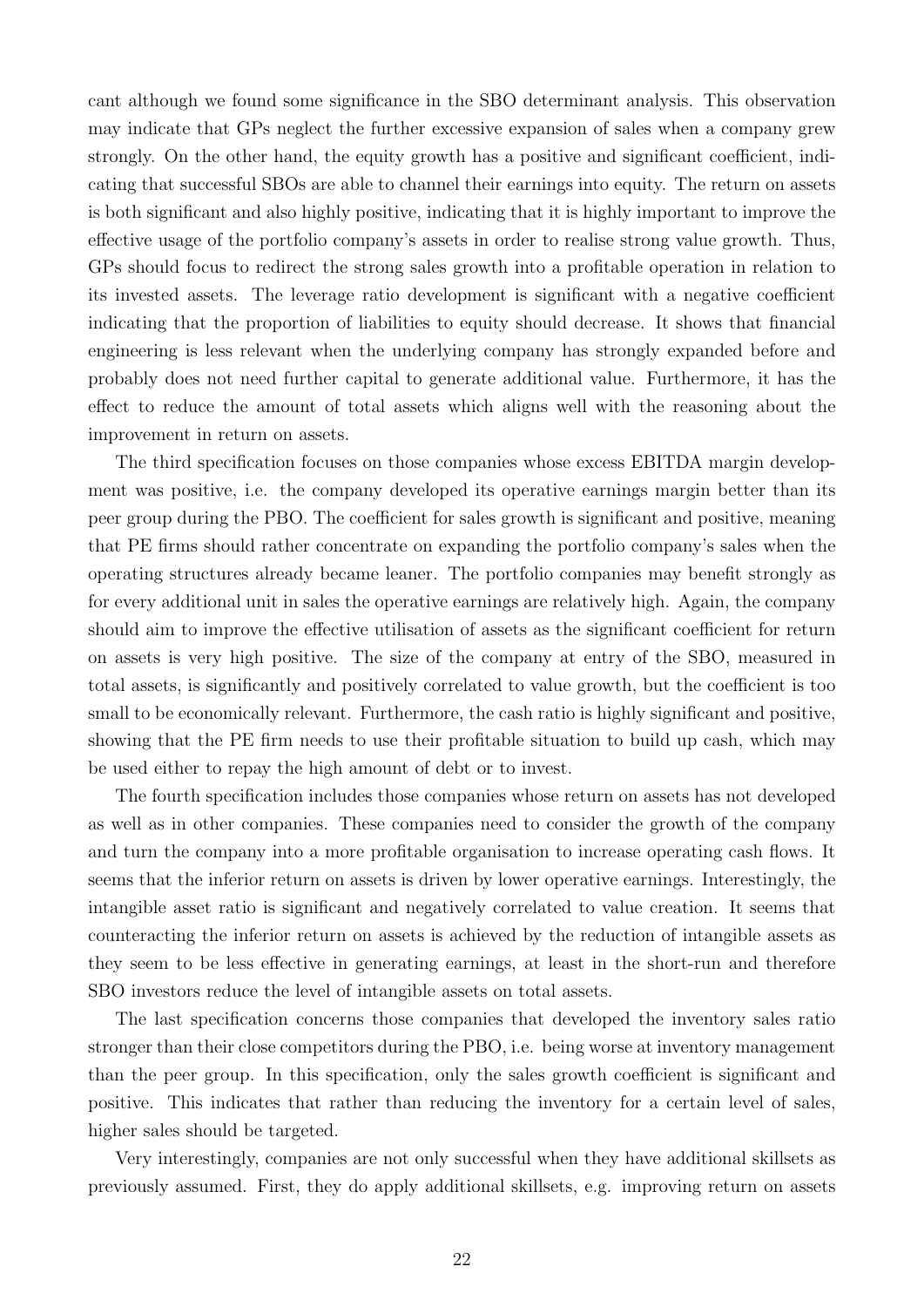cant although we found some significance in the SBO determinant analysis. This observation may indicate that GPs neglect the further excessive expansion of sales when a company grew strongly. On the other hand, the equity growth has a positive and significant coefficient, indicating that successful SBOs are able to channel their earnings into equity. The return on assets is both significant and also highly positive, indicating that it is highly important to improve the effective usage of the portfolio company's assets in order to realise strong value growth. Thus, GPs should focus to redirect the strong sales growth into a profitable operation in relation to its invested assets. The leverage ratio development is significant with a negative coefficient indicating that the proportion of liabilities to equity should decrease. It shows that financial engineering is less relevant when the underlying company has strongly expanded before and probably does not need further capital to generate additional value. Furthermore, it has the effect to reduce the amount of total assets which aligns well with the reasoning about the improvement in return on assets.

The third specification focuses on those companies whose excess EBITDA margin development was positive, i.e. the company developed its operative earnings margin better than its peer group during the PBO. The coefficient for sales growth is significant and positive, meaning that PE firms should rather concentrate on expanding the portfolio company's sales when the operating structures already became leaner. The portfolio companies may benefit strongly as for every additional unit in sales the operative earnings are relatively high. Again, the company should aim to improve the effective utilisation of assets as the significant coefficient for return on assets is very high positive. The size of the company at entry of the SBO, measured in total assets, is significantly and positively correlated to value growth, but the coefficient is too small to be economically relevant. Furthermore, the cash ratio is highly significant and positive, showing that the PE firm needs to use their profitable situation to build up cash, which may be used either to repay the high amount of debt or to invest.

The fourth specification includes those companies whose return on assets has not developed as well as in other companies. These companies need to consider the growth of the company and turn the company into a more profitable organisation to increase operating cash flows. It seems that the inferior return on assets is driven by lower operative earnings. Interestingly, the intangible asset ratio is significant and negatively correlated to value creation. It seems that counteracting the inferior return on assets is achieved by the reduction of intangible assets as they seem to be less effective in generating earnings, at least in the short-run and therefore SBO investors reduce the level of intangible assets on total assets.

The last specification concerns those companies that developed the inventory sales ratio stronger than their close competitors during the PBO, i.e. being worse at inventory management than the peer group. In this specification, only the sales growth coefficient is significant and positive. This indicates that rather than reducing the inventory for a certain level of sales, higher sales should be targeted.

Very interestingly, companies are not only successful when they have additional skillsets as previously assumed. First, they do apply additional skillsets, e.g. improving return on assets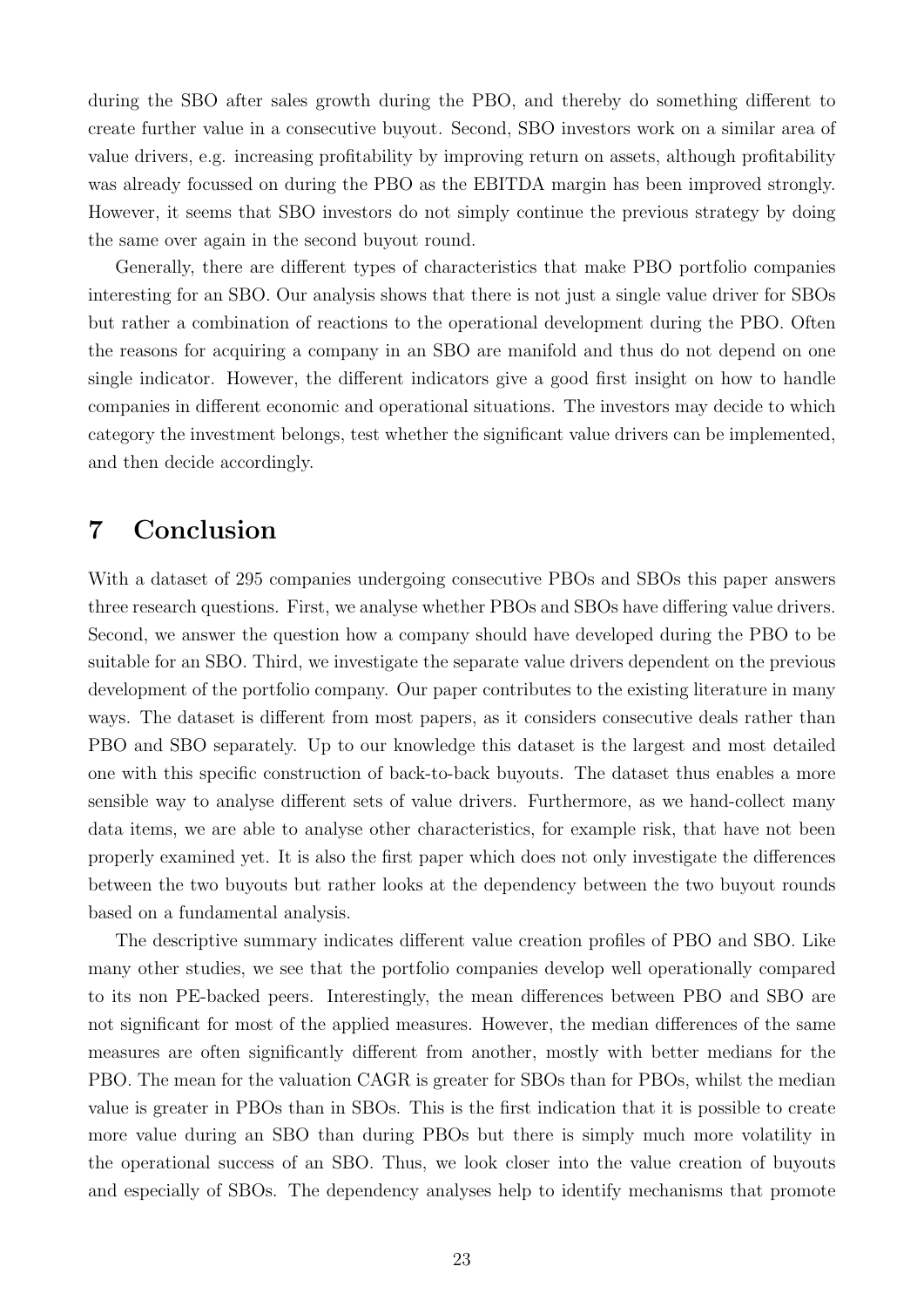during the SBO after sales growth during the PBO, and thereby do something different to create further value in a consecutive buyout. Second, SBO investors work on a similar area of value drivers, e.g. increasing profitability by improving return on assets, although profitability was already focussed on during the PBO as the EBITDA margin has been improved strongly. However, it seems that SBO investors do not simply continue the previous strategy by doing the same over again in the second buyout round.

Generally, there are different types of characteristics that make PBO portfolio companies interesting for an SBO. Our analysis shows that there is not just a single value driver for SBOs but rather a combination of reactions to the operational development during the PBO. Often the reasons for acquiring a company in an SBO are manifold and thus do not depend on one single indicator. However, the different indicators give a good first insight on how to handle companies in different economic and operational situations. The investors may decide to which category the investment belongs, test whether the significant value drivers can be implemented, and then decide accordingly.

# 7 Conclusion

With a dataset of 295 companies undergoing consecutive PBOs and SBOs this paper answers three research questions. First, we analyse whether PBOs and SBOs have differing value drivers. Second, we answer the question how a company should have developed during the PBO to be suitable for an SBO. Third, we investigate the separate value drivers dependent on the previous development of the portfolio company. Our paper contributes to the existing literature in many ways. The dataset is different from most papers, as it considers consecutive deals rather than PBO and SBO separately. Up to our knowledge this dataset is the largest and most detailed one with this specific construction of back-to-back buyouts. The dataset thus enables a more sensible way to analyse different sets of value drivers. Furthermore, as we hand-collect many data items, we are able to analyse other characteristics, for example risk, that have not been properly examined yet. It is also the first paper which does not only investigate the differences between the two buyouts but rather looks at the dependency between the two buyout rounds based on a fundamental analysis.

The descriptive summary indicates different value creation profiles of PBO and SBO. Like many other studies, we see that the portfolio companies develop well operationally compared to its non PE-backed peers. Interestingly, the mean differences between PBO and SBO are not significant for most of the applied measures. However, the median differences of the same measures are often significantly different from another, mostly with better medians for the PBO. The mean for the valuation CAGR is greater for SBOs than for PBOs, whilst the median value is greater in PBOs than in SBOs. This is the first indication that it is possible to create more value during an SBO than during PBOs but there is simply much more volatility in the operational success of an SBO. Thus, we look closer into the value creation of buyouts and especially of SBOs. The dependency analyses help to identify mechanisms that promote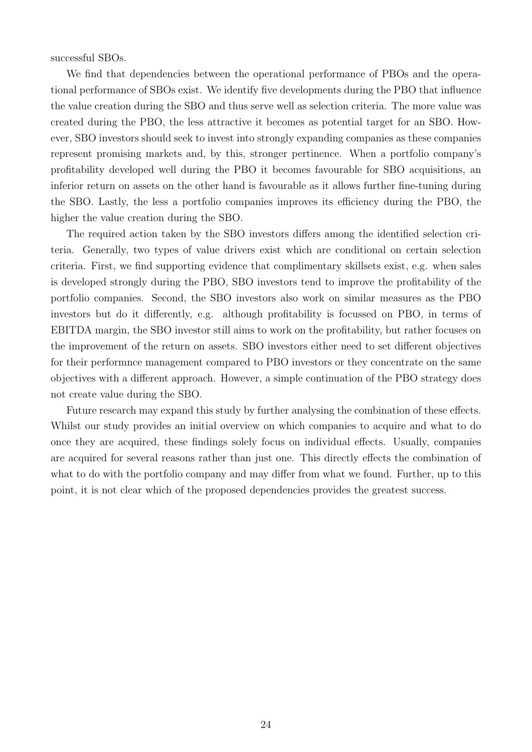successful SBOs.

We find that dependencies between the operational performance of PBOs and the operational performance of SBOs exist. We identify five developments during the PBO that influence the value creation during the SBO and thus serve well as selection criteria. The more value was created during the PBO, the less attractive it becomes as potential target for an SBO. However, SBO investors should seek to invest into strongly expanding companies as these companies represent promising markets and, by this, stronger pertinence. When a portfolio company's profitability developed well during the PBO it becomes favourable for SBO acquisitions, an inferior return on assets on the other hand is favourable as it allows further fine-tuning during the SBO. Lastly, the less a portfolio companies improves its efficiency during the PBO, the higher the value creation during the SBO.

The required action taken by the SBO investors differs among the identified selection criteria. Generally, two types of value drivers exist which are conditional on certain selection criteria. First, we find supporting evidence that complimentary skillsets exist, e.g. when sales is developed strongly during the PBO, SBO investors tend to improve the profitability of the portfolio companies. Second, the SBO investors also work on similar measures as the PBO investors but do it differently, e.g. although profitability is focussed on PBO, in terms of EBITDA margin, the SBO investor still aims to work on the profitability, but rather focuses on the improvement of the return on assets. SBO investors either need to set different objectives for their performnce management compared to PBO investors or they concentrate on the same objectives with a different approach. However, a simple continuation of the PBO strategy does not create value during the SBO.

Future research may expand this study by further analysing the combination of these effects. Whilst our study provides an initial overview on which companies to acquire and what to do once they are acquired, these findings solely focus on individual effects. Usually, companies are acquired for several reasons rather than just one. This directly effects the combination of what to do with the portfolio company and may differ from what we found. Further, up to this point, it is not clear which of the proposed dependencies provides the greatest success.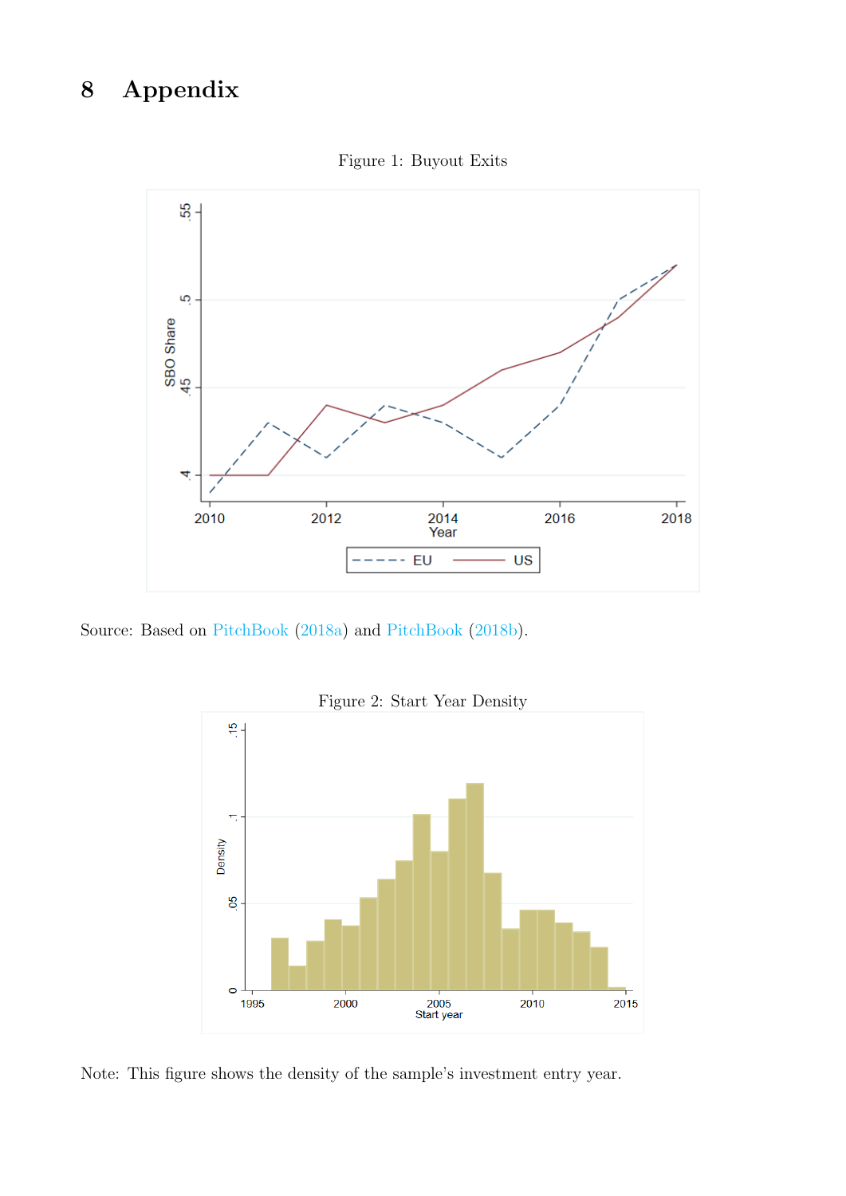# 8 Appendix

Figure 1: Buyout Exits

Source: Based on PitchBook (2018a) and PitchBook (2018b).

Figure 2: Start Year Density

Note: This figure shows the density of the sample's investment entry year.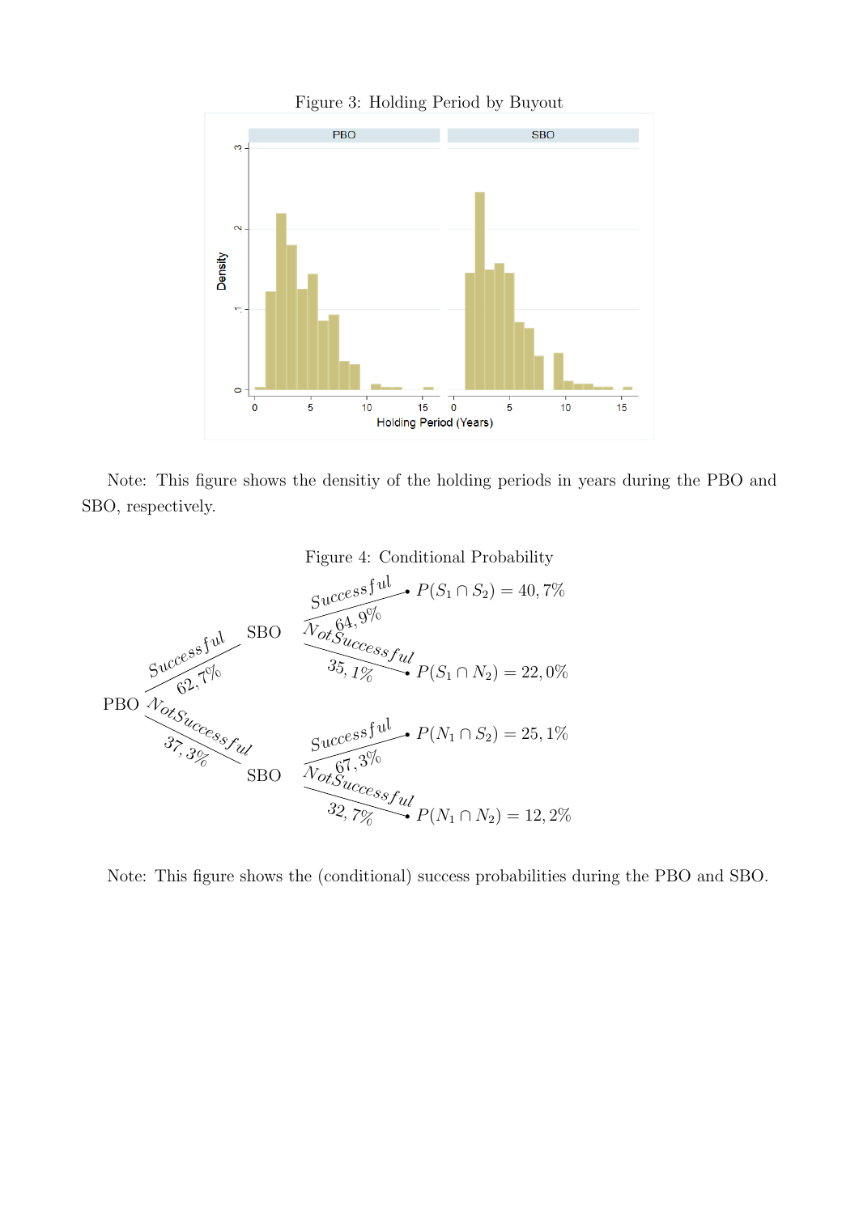Figure 3: Holding Period by Buyout

Note: This figure shows the densitiy of the holding periods in years during the PBO and SBO, respectively.

Figure 4: Conditional Probability

Note: This figure shows the (conditional) success probabilities during the PBO and SBO.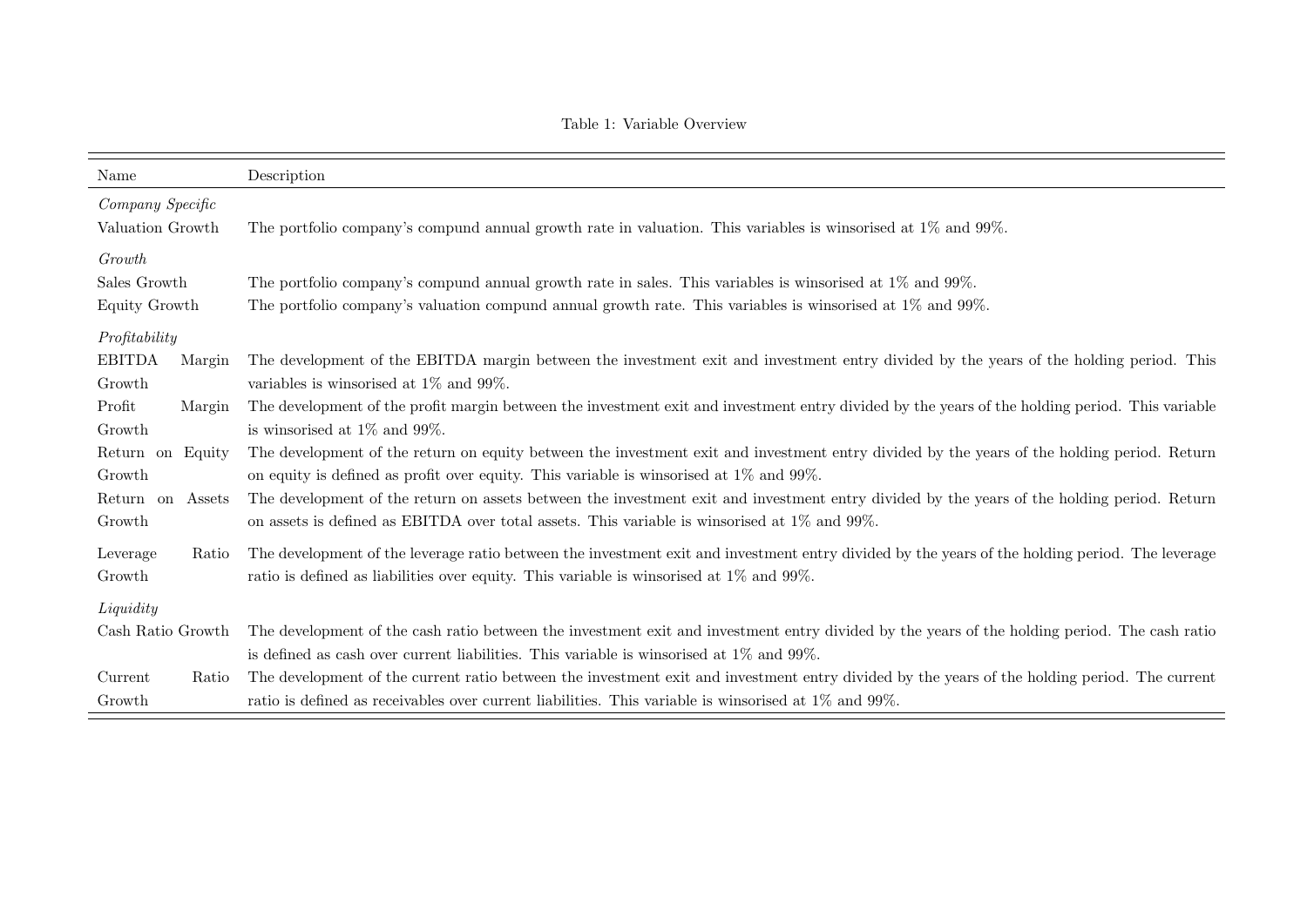Table 1: Variable Overview

| Name | Description |
|---|---|
| *Company Specific* | |
| Valuation Growth | The portfolio company's compund annual growth rate in valuation. This variables is winsorised at 1% and 99%. |
| *Growth* | |
| Sales Growth | The portfolio company's compund annual growth rate in sales. This variables is winsorised at 1% and 99%. |
| Equity Growth | The portfolio company's valuation compund annual growth rate. This variables is winsorised at 1% and 99%. |
| *Profitability* | |
| EBITDA Margin Growth | The development of the EBITDA margin between the investment exit and investment entry divided by the years of the holding period. This variables is winsorised at 1% and 99%. |
| Profit Margin Growth | The development of the profit margin between the investment exit and investment entry divided by the years of the holding period. This variable is winsorised at 1% and 99%. |
| Return on Equity Growth | The development of the return on equity between the investment exit and investment entry divided by the years of the holding period. Return on equity is defined as profit over equity. This variable is winsorised at 1% and 99%. |
| Return on Assets Growth | The development of the return on assets between the investment exit and investment entry divided by the years of the holding period. Return on assets is defined as EBITDA over total assets. This variable is winsorised at 1% and 99%. |
| Leverage Ratio Growth | The development of the leverage ratio between the investment exit and investment entry divided by the years of the holding period. The leverage ratio is defined as liabilities over equity. This variable is winsorised at 1% and 99%. |
| *Liquidity* | |
| Cash Ratio Growth | The development of the cash ratio between the investment exit and investment entry divided by the years of the holding period. The cash ratio is defined as cash over current liabilities. This variable is winsorised at 1% and 99%. |
| Current Ratio Growth | The development of the current ratio between the investment exit and investment entry divided by the years of the holding period. The current ratio is defined as receivables over current liabilities. This variable is winsorised at 1% and 99%. |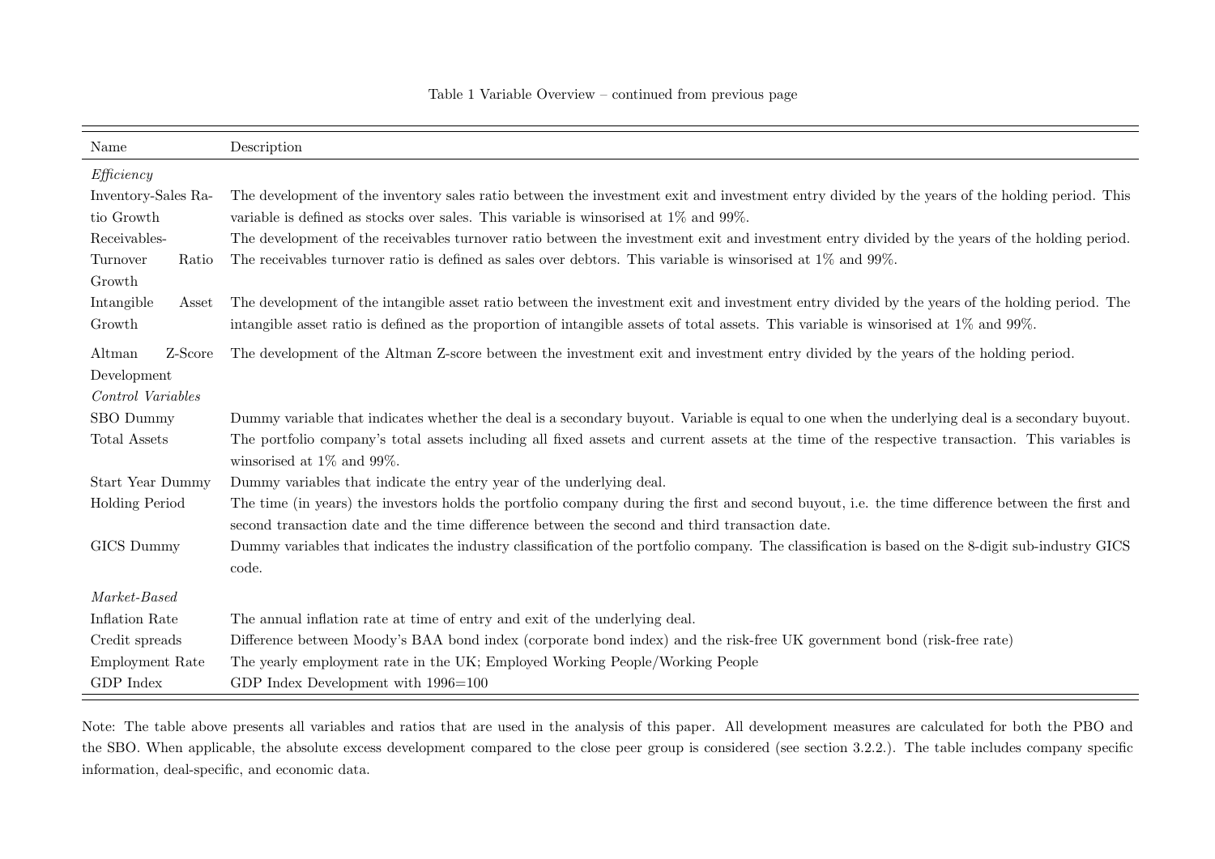Table 1 Variable Overview – continued from previous page

| Name | Description |
|---|---|
| *Efficiency* | |
| Inventory-Sales Ratio Growth | The development of the inventory sales ratio between the investment exit and investment entry divided by the years of the holding period. This variable is defined as stocks over sales. This variable is winsorised at 1% and 99%. |
| Receivables-Turnover Ratio Growth | The development of the receivables turnover ratio between the investment exit and investment entry divided by the years of the holding period. The receivables turnover ratio is defined as sales over debtors. This variable is winsorised at 1% and 99%. |
| Intangible Asset Growth | The development of the intangible asset ratio between the investment exit and investment entry divided by the years of the holding period. The intangible asset ratio is defined as the proportion of intangible assets of total assets. This variable is winsorised at 1% and 99%. |
| Altman Z-Score Development | The development of the Altman Z-score between the investment exit and investment entry divided by the years of the holding period. |
| *Control Variables* | |
| SBO Dummy | Dummy variable that indicates whether the deal is a secondary buyout. Variable is equal to one when the underlying deal is a secondary buyout. |
| Total Assets | The portfolio company's total assets including all fixed assets and current assets at the time of the respective transaction. This variables is winsorised at 1% and 99%. |
| Start Year Dummy | Dummy variables that indicate the entry year of the underlying deal. |
| Holding Period | The time (in years) the investors holds the portfolio company during the first and second buyout, i.e. the time difference between the first and second transaction date and the time difference between the second and third transaction date. |
| GICS Dummy | Dummy variables that indicates the industry classification of the portfolio company. The classification is based on the 8-digit sub-industry GICS code. |
| *Market-Based* | |
| Inflation Rate | The annual inflation rate at time of entry and exit of the underlying deal. |
| Credit spreads | Difference between Moody's BAA bond index (corporate bond index) and the risk-free UK government bond (risk-free rate) |
| Employment Rate | The yearly employment rate in the UK; Employed Working People/Working People |
| GDP Index | GDP Index Development with 1996=100 |

Note: The table above presents all variables and ratios that are used in the analysis of this paper. All development measures are calculated for both the PBO and the SBO. When applicable, the absolute excess development compared to the close peer group is considered (see section 3.2.2.). The table includes company specific information, deal-specific, and economic data.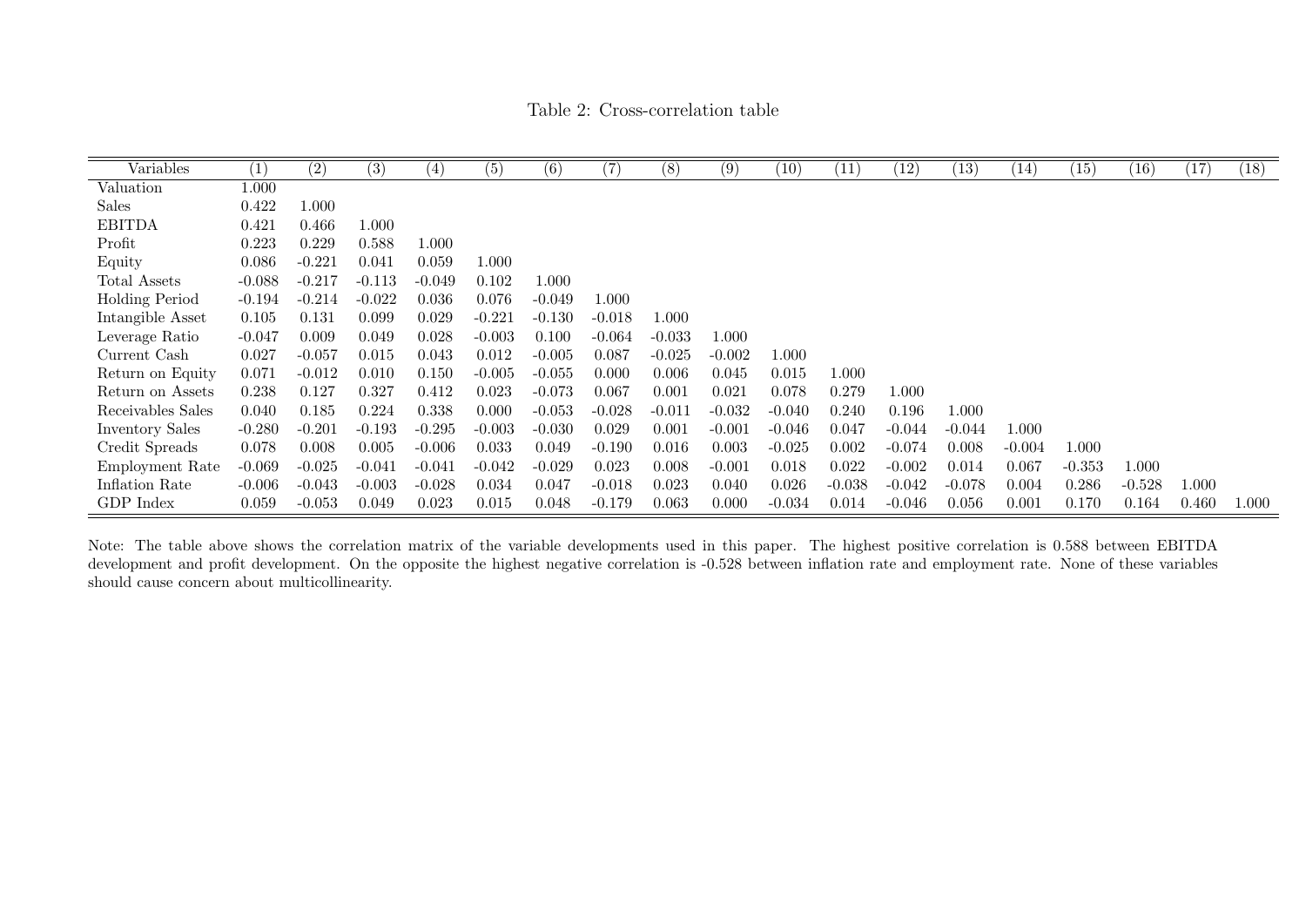Table 2: Cross-correlation table

| Variables | (1) | (2) | (3) | (4) | (5) | (6) | (7) | (8) | (9) | (10) | (11) | (12) | (13) | (14) | (15) | (16) | (17) | (18) |
|---|---|---|---|---|---|---|---|---|---|---|---|---|---|---|---|---|---|---|
| Valuation | 1.000 | | | | | | | | | | | | | | | | | |
| Sales | 0.422 | 1.000 | | | | | | | | | | | | | | | | |
| EBITDA | 0.421 | 0.466 | 1.000 | | | | | | | | | | | | | | | |
| Profit | 0.223 | 0.229 | 0.588 | 1.000 | | | | | | | | | | | | | | |
| Equity | 0.086 | -0.221 | 0.041 | 0.059 | 1.000 | | | | | | | | | | | | | |
| Total Assets | -0.088 | -0.217 | -0.113 | -0.049 | 0.102 | 1.000 | | | | | | | | | | | | |
| Holding Period | -0.194 | -0.214 | -0.022 | 0.036 | 0.076 | -0.049 | 1.000 | | | | | | | | | | | |
| Intangible Asset | 0.105 | 0.131 | 0.099 | 0.029 | -0.221 | -0.130 | -0.018 | 1.000 | | | | | | | | | | |
| Leverage Ratio | -0.047 | 0.009 | 0.049 | 0.028 | -0.003 | 0.100 | -0.064 | -0.033 | 1.000 | | | | | | | | | |
| Current Cash | 0.027 | -0.057 | 0.015 | 0.043 | 0.012 | -0.005 | 0.087 | -0.025 | -0.002 | 1.000 | | | | | | | | |
| Return on Equity | 0.071 | -0.012 | 0.010 | 0.150 | -0.005 | -0.055 | 0.000 | 0.006 | 0.045 | 0.015 | 1.000 | | | | | | | |
| Return on Assets | 0.238 | 0.127 | 0.327 | 0.412 | 0.023 | -0.073 | 0.067 | 0.001 | 0.021 | 0.078 | 0.279 | 1.000 | | | | | | |
| Receivables Sales | 0.040 | 0.185 | 0.224 | 0.338 | 0.000 | -0.053 | -0.028 | -0.011 | -0.032 | -0.040 | 0.240 | 0.196 | 1.000 | | | | | |
| Inventory Sales | -0.280 | -0.201 | -0.193 | -0.295 | -0.003 | -0.030 | 0.029 | 0.001 | -0.001 | -0.046 | 0.047 | -0.044 | -0.044 | 1.000 | | | | |
| Credit Spreads | 0.078 | 0.008 | 0.005 | -0.006 | 0.033 | 0.049 | -0.190 | 0.016 | 0.003 | -0.025 | 0.002 | -0.074 | 0.008 | -0.004 | 1.000 | | | |
| Employment Rate | -0.069 | -0.025 | -0.041 | -0.041 | -0.042 | -0.029 | 0.023 | 0.008 | -0.001 | 0.018 | 0.022 | -0.002 | 0.014 | 0.067 | -0.353 | 1.000 | | |
| Inflation Rate | -0.006 | -0.043 | -0.003 | -0.028 | 0.034 | 0.047 | -0.018 | 0.023 | 0.040 | 0.026 | -0.038 | -0.042 | -0.078 | 0.004 | 0.286 | -0.528 | 1.000 | |
| GDP Index | 0.059 | -0.053 | 0.049 | 0.023 | 0.015 | 0.048 | -0.179 | 0.063 | 0.000 | -0.034 | 0.014 | -0.046 | 0.056 | 0.001 | 0.170 | 0.164 | 0.460 | 1.000 |

Note: The table above shows the correlation matrix of the variable developments used in this paper. The highest positive correlation is 0.588 between EBITDA development and profit development. On the opposite the highest negative correlation is -0.528 between inflation rate and employment rate. None of these variables should cause concern about multicollinearity.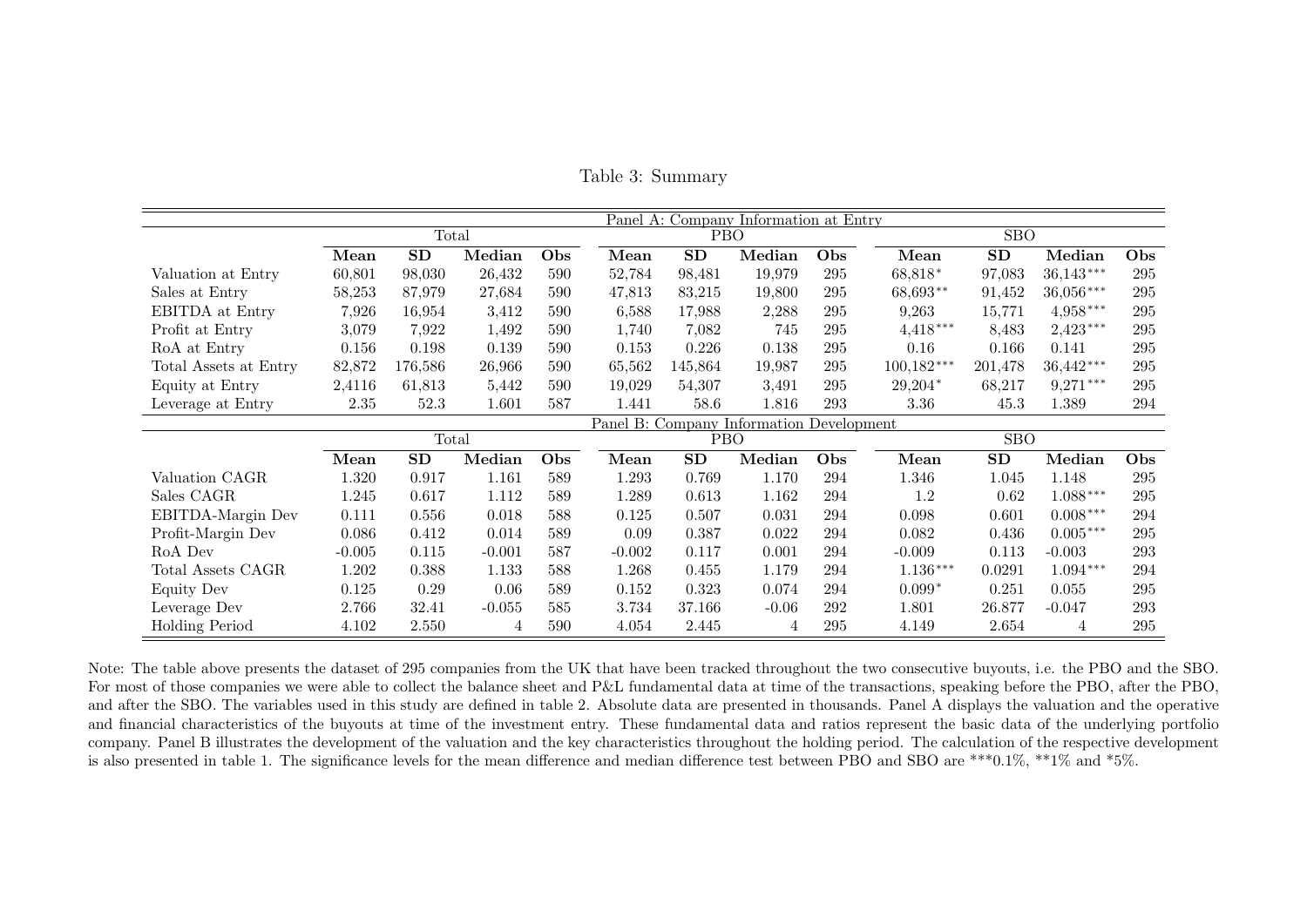Table 3: Summary

| | Total | | | | PBO | | | | SBO | | | |
|---|---|---|---|---|---|---|---|---|---|---|---|---|
| **Panel A: Company Information at Entry** | | | | | | | | | | | | |
| | **Mean** | **SD** | **Median** | **Obs** | **Mean** | **SD** | **Median** | **Obs** | **Mean** | **SD** | **Median** | **Obs** |
| Valuation at Entry | 60,801 | 98,030 | 26,432 | 590 | 52,784 | 98,481 | 19,979 | 295 | 68,818* | 97,083 | 36,143*** | 295 |
| Sales at Entry | 58,253 | 87,979 | 27,684 | 590 | 47,813 | 83,215 | 19,800 | 295 | 68,693** | 91,452 | 36,056*** | 295 |
| EBITDA at Entry | 7,926 | 16,954 | 3,412 | 590 | 6,588 | 17,988 | 2,288 | 295 | 9,263 | 15,771 | 4,958*** | 295 |
| Profit at Entry | 3,079 | 7,922 | 1,492 | 590 | 1,740 | 7,082 | 745 | 295 | 4,418*** | 8,483 | 2,423*** | 295 |
| RoA at Entry | 0.156 | 0.198 | 0.139 | 590 | 0.153 | 0.226 | 0.138 | 295 | 0.16 | 0.166 | 0.141 | 295 |
| Total Assets at Entry | 82,872 | 176,586 | 26,966 | 590 | 65,562 | 145,864 | 19,987 | 295 | 100,182*** | 201,478 | 36,442*** | 295 |
| Equity at Entry | 2,4116 | 61,813 | 5,442 | 590 | 19,029 | 54,307 | 3,491 | 295 | 29,204* | 68,217 | 9,271*** | 295 |
| Leverage at Entry | 2.35 | 52.3 | 1.601 | 587 | 1.441 | 58.6 | 1.816 | 293 | 3.36 | 45.3 | 1.389 | 294 |
| **Panel B: Company Information Development** | | | | | | | | | | | | |
| | **Mean** | **SD** | **Median** | **Obs** | **Mean** | **SD** | **Median** | **Obs** | **Mean** | **SD** | **Median** | **Obs** |
| Valuation CAGR | 1.320 | 0.917 | 1.161 | 589 | 1.293 | 0.769 | 1.170 | 294 | 1.346 | 1.045 | 1.148 | 295 |
| Sales CAGR | 1.245 | 0.617 | 1.112 | 589 | 1.289 | 0.613 | 1.162 | 294 | 1.2 | 0.62 | 1.088*** | 295 |
| EBITDA-Margin Dev | 0.111 | 0.556 | 0.018 | 588 | 0.125 | 0.507 | 0.031 | 294 | 0.098 | 0.601 | 0.008*** | 294 |
| Profit-Margin Dev | 0.086 | 0.412 | 0.014 | 589 | 0.09 | 0.387 | 0.022 | 294 | 0.082 | 0.436 | 0.005*** | 295 |
| RoA Dev | -0.005 | 0.115 | -0.001 | 587 | -0.002 | 0.117 | 0.001 | 294 | -0.009 | 0.113 | -0.003 | 293 |
| Total Assets CAGR | 1.202 | 0.388 | 1.133 | 588 | 1.268 | 0.455 | 1.179 | 294 | 1.136*** | 0.0291 | 1.094*** | 294 |
| Equity Dev | 0.125 | 0.29 | 0.06 | 589 | 0.152 | 0.323 | 0.074 | 294 | 0.099* | 0.251 | 0.055 | 295 |
| Leverage Dev | 2.766 | 32.41 | -0.055 | 585 | 3.734 | 37.166 | -0.06 | 292 | 1.801 | 26.877 | -0.047 | 293 |
| Holding Period | 4.102 | 2.550 | 4 | 590 | 4.054 | 2.445 | 4 | 295 | 4.149 | 2.654 | 4 | 295 |

Note: The table above presents the dataset of 295 companies from the UK that have been tracked throughout the two consecutive buyouts, i.e. the PBO and the SBO. For most of those companies we were able to collect the balance sheet and P&L fundamental data at time of the transactions, speaking before the PBO, after the PBO, and after the SBO. The variables used in this study are defined in table 2. Absolute data are presented in thousands. Panel A displays the valuation and the operative and financial characteristics of the buyouts at time of the investment entry. These fundamental data and ratios represent the basic data of the underlying portfolio company. Panel B illustrates the development of the valuation and the key characteristics throughout the holding period. The calculation of the respective development is also presented in table 1. The significance levels for the mean difference and median difference test between PBO and SBO are ***0.1%, **1% and *5%.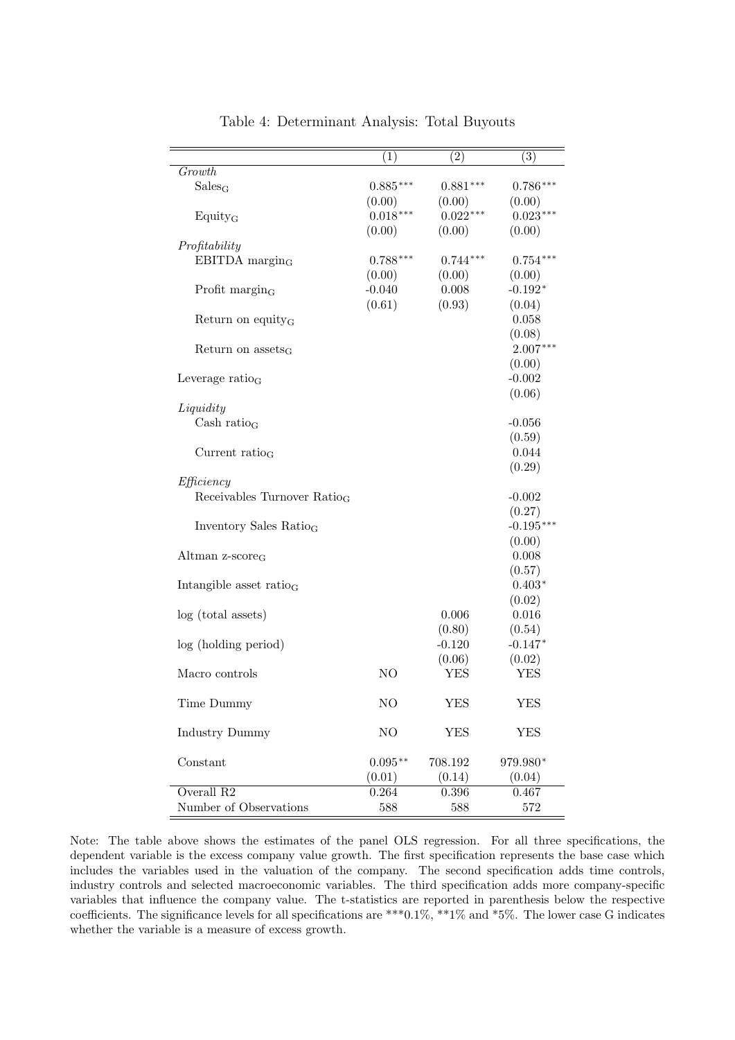Table 4: Determinant Analysis: Total Buyouts

| | (1) | (2) | (3) |
|---|---|---|---|
| *Growth* | | | |
| $\text{Sales}_{\text{G}}$ | $0.885^{***}$ | $0.881^{***}$ | $0.786^{***}$ |
| | (0.00) | (0.00) | (0.00) |
| $\text{Equity}_{\text{G}}$ | $0.018^{***}$ | $0.022^{***}$ | $0.023^{***}$ |
| | (0.00) | (0.00) | (0.00) |
| *Profitability* | | | |
| EBITDA $\text{margin}_{\text{G}}$ | $0.788^{***}$ | $0.744^{***}$ | $0.754^{***}$ |
| | (0.00) | (0.00) | (0.00) |
| Profit $\text{margin}_{\text{G}}$ | -0.040 | 0.008 | $-0.192^{*}$ |
| | (0.61) | (0.93) | (0.04) |
| Return on $\text{equity}_{\text{G}}$ | | | 0.058 |
| | | | (0.08) |
| Return on $\text{assets}_{\text{G}}$ | | | $2.007^{***}$ |
| | | | (0.00) |
| Leverage $\text{ratio}_{\text{G}}$ | | | -0.002 |
| | | | (0.06) |
| *Liquidity* | | | |
| Cash $\text{ratio}_{\text{G}}$ | | | -0.056 |
| | | | (0.59) |
| Current $\text{ratio}_{\text{G}}$ | | | 0.044 |
| | | | (0.29) |
| *Efficiency* | | | |
| Receivables Turnover $\text{Ratio}_{\text{G}}$ | | | -0.002 |
| | | | (0.27) |
| Inventory Sales $\text{Ratio}_{\text{G}}$ | | | $-0.195^{***}$ |
| | | | (0.00) |
| Altman $\text{z-score}_{\text{G}}$ | | | 0.008 |
| | | | (0.57) |
| Intangible asset $\text{ratio}_{\text{G}}$ | | | $0.403^{*}$ |
| | | | (0.02) |
| log (total assets) | | 0.006 | 0.016 |
| | | (0.80) | (0.54) |
| log (holding period) | | -0.120 | $-0.147^{*}$ |
| | | (0.06) | (0.02) |
| Macro controls | NO | YES | YES |
| Time Dummy | NO | YES | YES |
| Industry Dummy | NO | YES | YES |
| Constant | $0.095^{**}$ | 708.192 | $979.980^{*}$ |
| | (0.01) | (0.14) | (0.04) |
| Overall R2 | 0.264 | 0.396 | 0.467 |
| Number of Observations | 588 | 588 | 572 |

Note: The table above shows the estimates of the panel OLS regression. For all three specifications, the dependent variable is the excess company value growth. The first specification represents the base case which includes the variables used in the valuation of the company. The second specification adds time controls, industry controls and selected macroeconomic variables. The third specification adds more company-specific variables that influence the company value. The t-statistics are reported in parenthesis below the respective coefficients. The significance levels for all specifications are ***0.1%, **1% and *5%. The lower case G indicates whether the variable is a measure of excess growth.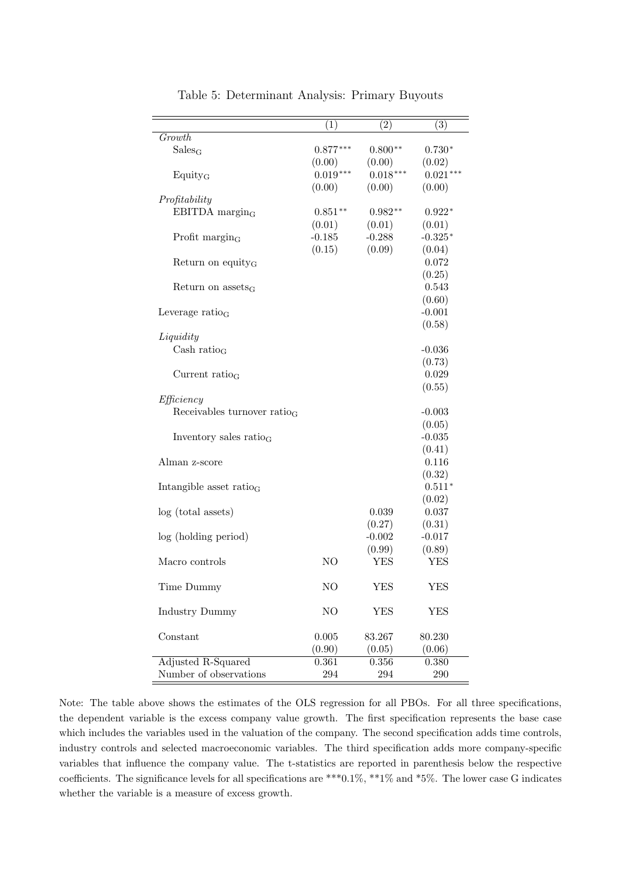Table 5: Determinant Analysis: Primary Buyouts

| | (1) | (2) | (3) |
|---|---|---|---|
| *Growth* | | | |
| $Sales_G$ | $0.877^{***}$ | $0.800^{**}$ | $0.730^{*}$ |
| | (0.00) | (0.00) | (0.02) |
| $Equity_G$ | $0.019^{***}$ | $0.018^{***}$ | $0.021^{***}$ |
| | (0.00) | (0.00) | (0.00) |
| *Profitability* | | | |
| EBITDA $margin_G$ | $0.851^{**}$ | $0.982^{**}$ | $0.922^{*}$ |
| | (0.01) | (0.01) | (0.01) |
| Profit $margin_G$ | -0.185 | -0.288 | $-0.325^{*}$ |
| | (0.15) | (0.09) | (0.04) |
| Return on $equity_G$ | | | 0.072 |
| | | | (0.25) |
| Return on $assets_G$ | | | 0.543 |
| | | | (0.60) |
| Leverage $ratio_G$ | | | -0.001 |
| | | | (0.58) |
| *Liquidity* | | | |
| Cash $ratio_G$ | | | -0.036 |
| | | | (0.73) |
| Current $ratio_G$ | | | 0.029 |
| | | | (0.55) |
| *Efficiency* | | | |
| Receivables turnover $ratio_G$ | | | -0.003 |
| | | | (0.05) |
| Inventory sales $ratio_G$ | | | -0.035 |
| | | | (0.41) |
| Alman z-score | | | 0.116 |
| | | | (0.32) |
| Intangible asset $ratio_G$ | | | $0.511^{*}$ |
| | | | (0.02) |
| log (total assets) | | 0.039 | 0.037 |
| | | (0.27) | (0.31) |
| log (holding period) | | -0.002 | -0.017 |
| | | (0.99) | (0.89) |
| Macro controls | NO | YES | YES |
| Time Dummy | NO | YES | YES |
| Industry Dummy | NO | YES | YES |
| Constant | 0.005 | 83.267 | 80.230 |
| | (0.90) | (0.05) | (0.06) |
| Adjusted R-Squared | 0.361 | 0.356 | 0.380 |
| Number of observations | 294 | 294 | 290 |

Note: The table above shows the estimates of the OLS regression for all PBOs. For all three specifications, the dependent variable is the excess company value growth. The first specification represents the base case which includes the variables used in the valuation of the company. The second specification adds time controls, industry controls and selected macroeconomic variables. The third specification adds more company-specific variables that influence the company value. The t-statistics are reported in parenthesis below the respective coefficients. The significance levels for all specifications are ***0.1%, **1% and *5%. The lower case G indicates whether the variable is a measure of excess growth.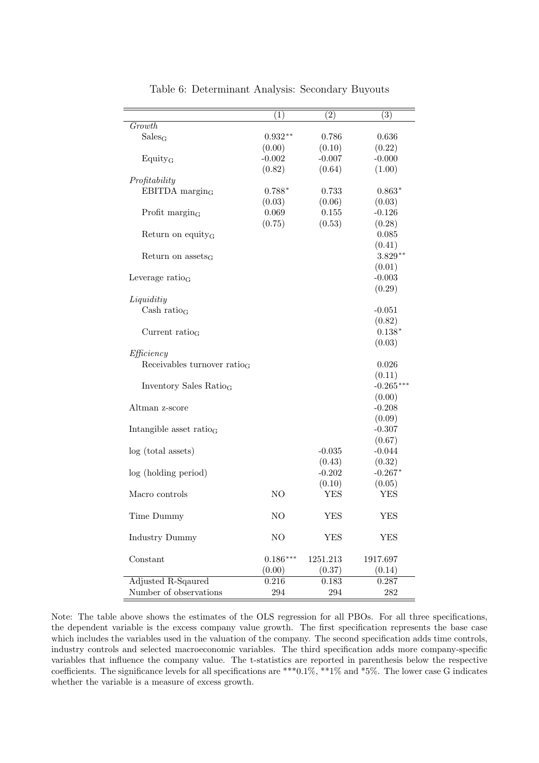Table 6: Determinant Analysis: Secondary Buyouts

| | (1) | (2) | (3) |
|---|---|---|---|
| *Growth* | | | |
| $\text{Sales}_{\text{G}}$ | $0.932^{**}$ | 0.786 | 0.636 |
| | (0.00) | (0.10) | (0.22) |
| $\text{Equity}_{\text{G}}$ | -0.002 | -0.007 | -0.000 |
| | (0.82) | (0.64) | (1.00) |
| *Profitability* | | | |
| EBITDA $\text{margin}_{\text{G}}$ | $0.788^{*}$ | 0.733 | $0.863^{*}$ |
| | (0.03) | (0.06) | (0.03) |
| Profit $\text{margin}_{\text{G}}$ | 0.069 | 0.155 | -0.126 |
| | (0.75) | (0.53) | (0.28) |
| Return on $\text{equity}_{\text{G}}$ | | | 0.085 |
| | | | (0.41) |
| Return on $\text{assets}_{\text{G}}$ | | | $3.829^{**}$ |
| | | | (0.01) |
| Leverage $\text{ratio}_{\text{G}}$ | | | -0.003 |
| | | | (0.29) |
| *Liquiditiy* | | | |
| Cash $\text{ratio}_{\text{G}}$ | | | -0.051 |
| | | | (0.82) |
| Current $\text{ratio}_{\text{G}}$ | | | $0.138^{*}$ |
| | | | (0.03) |
| *Efficiency* | | | |
| Receivables turnover $\text{ratio}_{\text{G}}$ | | | 0.026 |
| | | | (0.11) |
| Inventory Sales $\text{Ratio}_{\text{G}}$ | | | $-0.265^{***}$ |
| | | | (0.00) |
| Altman z-score | | | -0.208 |
| | | | (0.09) |
| Intangible asset $\text{ratio}_{\text{G}}$ | | | -0.307 |
| | | | (0.67) |
| log (total assets) | | -0.035 | -0.044 |
| | | (0.43) | (0.32) |
| log (holding period) | | -0.202 | $-0.267^{*}$ |
| | | (0.10) | (0.05) |
| Macro controls | NO | YES | YES |
| Time Dummy | NO | YES | YES |
| Industry Dummy | NO | YES | YES |
| Constant | $0.186^{***}$ | 1251.213 | 1917.697 |
| | (0.00) | (0.37) | (0.14) |
| Adjusted R-Sqaured | 0.216 | 0.183 | 0.287 |
| Number of observations | 294 | 294 | 282 |

Note: The table above shows the estimates of the OLS regression for all PBOs. For all three specifications, the dependent variable is the excess company value growth. The first specification represents the base case which includes the variables used in the valuation of the company. The second specification adds time controls, industry controls and selected macroeconomic variables. The third specification adds more company-specific variables that influence the company value. The t-statistics are reported in parenthesis below the respective coefficients. The significance levels for all specifications are ***0.1%, **1% and *5%. The lower case G indicates whether the variable is a measure of excess growth.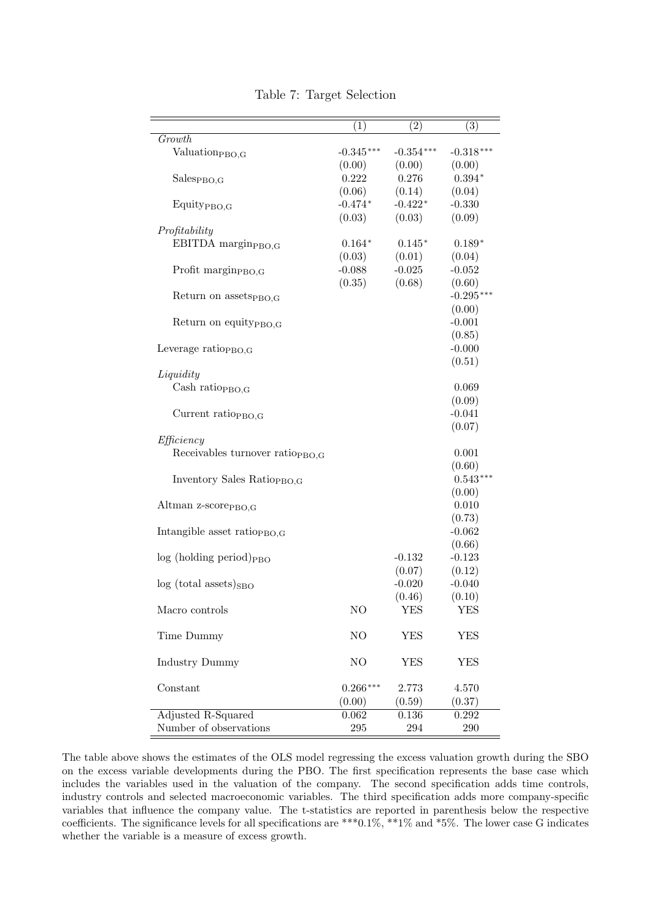Table 7: Target Selection

| | (1) | (2) | (3) |
|---|---|---|---|
| *Growth* | | | |
| $\text{Valuation}_{\text{PBO,G}}$ | $-0.345^{***}$ | $-0.354^{***}$ | $-0.318^{***}$ |
| | (0.00) | (0.00) | (0.00) |
| $\text{Sales}_{\text{PBO,G}}$ | 0.222 | 0.276 | $0.394^{*}$ |
| | (0.06) | (0.14) | (0.04) |
| $\text{Equity}_{\text{PBO,G}}$ | $-0.474^{*}$ | $-0.422^{*}$ | -0.330 |
| | (0.03) | (0.03) | (0.09) |
| *Profitability* | | | |
| $\text{EBITDA margin}_{\text{PBO,G}}$ | $0.164^{*}$ | $0.145^{*}$ | $0.189^{*}$ |
| | (0.03) | (0.01) | (0.04) |
| $\text{Profit margin}_{\text{PBO,G}}$ | -0.088 | -0.025 | -0.052 |
| | (0.35) | (0.68) | (0.60) |
| $\text{Return on assets}_{\text{PBO,G}}$ | | | $-0.295^{***}$ |
| | | | (0.00) |
| $\text{Return on equity}_{\text{PBO,G}}$ | | | -0.001 |
| | | | (0.85) |
| $\text{Leverage ratio}_{\text{PBO,G}}$ | | | -0.000 |
| | | | (0.51) |
| *Liquidity* | | | |
| $\text{Cash ratio}_{\text{PBO,G}}$ | | | 0.069 |
| | | | (0.09) |
| $\text{Current ratio}_{\text{PBO,G}}$ | | | -0.041 |
| | | | (0.07) |
| *Efficiency* | | | |
| $\text{Receivables turnover ratio}_{\text{PBO,G}}$ | | | 0.001 |
| | | | (0.60) |
| $\text{Inventory Sales Ratio}_{\text{PBO,G}}$ | | | $0.543^{***}$ |
| | | | (0.00) |
| $\text{Altman z-score}_{\text{PBO,G}}$ | | | 0.010 |
| | | | (0.73) |
| $\text{Intangible asset ratio}_{\text{PBO,G}}$ | | | -0.062 |
| | | | (0.66) |
| $\log\text{(holding period)}_{\text{PBO}}$ | | -0.132 | -0.123 |
| | | (0.07) | (0.12) |
| $\log\text{(total assets)}_{\text{SBO}}$ | | -0.020 | -0.040 |
| | | (0.46) | (0.10) |
| Macro controls | NO | YES | YES |
| Time Dummy | NO | YES | YES |
| Industry Dummy | NO | YES | YES |
| Constant | $0.266^{***}$ | 2.773 | 4.570 |
| | (0.00) | (0.59) | (0.37) |
| Adjusted R-Squared | 0.062 | 0.136 | 0.292 |
| Number of observations | 295 | 294 | 290 |

The table above shows the estimates of the OLS model regressing the excess valuation growth during the SBO on the excess variable developments during the PBO. The first specification represents the base case which includes the variables used in the valuation of the company. The second specification adds time controls, industry controls and selected macroeconomic variables. The third specification adds more company-specific variables that influence the company value. The t-statistics are reported in parenthesis below the respective coefficients. The significance levels for all specifications are ***0.1%, **1% and *5%. The lower case G indicates whether the variable is a measure of excess growth.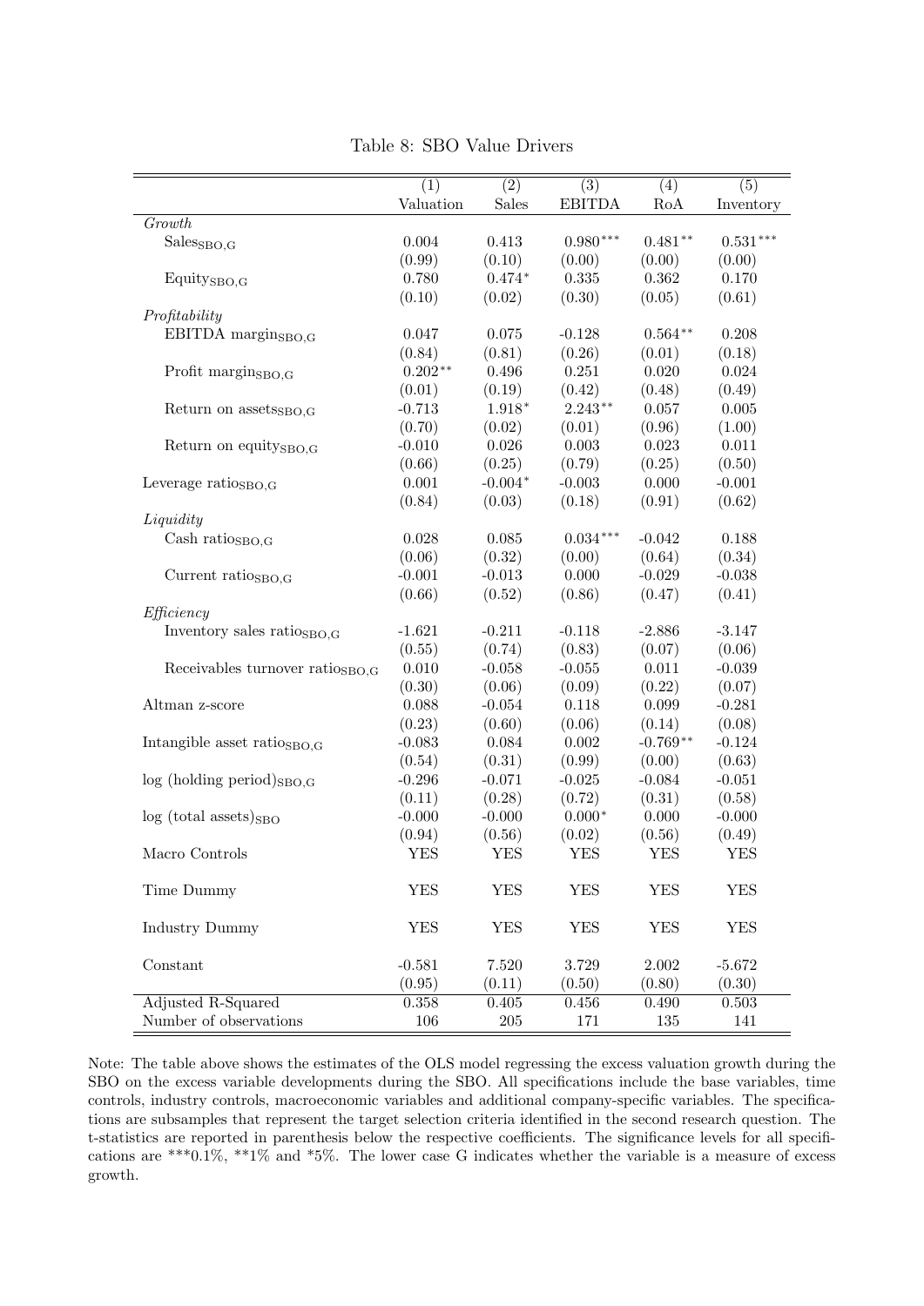Table 8: SBO Value Drivers

| | (1) Valuation | (2) Sales | (3) EBITDA | (4) RoA | (5) Inventory |
|---|---|---|---|---|---|
| *Growth* | | | | | |
| $\text{Sales}_{\text{SBO,G}}$ | 0.004 | 0.413 | $0.980^{***}$ | $0.481^{**}$ | $0.531^{***}$ |
| | (0.99) | (0.10) | (0.00) | (0.00) | (0.00) |
| $\text{Equity}_{\text{SBO,G}}$ | 0.780 | $0.474^{*}$ | 0.335 | 0.362 | 0.170 |
| | (0.10) | (0.02) | (0.30) | (0.05) | (0.61) |
| *Profitability* | | | | | |
| $\text{EBITDA margin}_{\text{SBO,G}}$ | 0.047 | 0.075 | -0.128 | $0.564^{**}$ | 0.208 |
| | (0.84) | (0.81) | (0.26) | (0.01) | (0.18) |
| $\text{Profit margin}_{\text{SBO,G}}$ | $0.202^{**}$ | 0.496 | 0.251 | 0.020 | 0.024 |
| | (0.01) | (0.19) | (0.42) | (0.48) | (0.49) |
| $\text{Return on assets}_{\text{SBO,G}}$ | -0.713 | $1.918^{*}$ | $2.243^{**}$ | 0.057 | 0.005 |
| | (0.70) | (0.02) | (0.01) | (0.96) | (1.00) |
| $\text{Return on equity}_{\text{SBO,G}}$ | -0.010 | 0.026 | 0.003 | 0.023 | 0.011 |
| | (0.66) | (0.25) | (0.79) | (0.25) | (0.50) |
| $\text{Leverage ratio}_{\text{SBO,G}}$ | 0.001 | $-0.004^{*}$ | -0.003 | 0.000 | -0.001 |
| | (0.84) | (0.03) | (0.18) | (0.91) | (0.62) |
| *Liquidity* | | | | | |
| $\text{Cash ratio}_{\text{SBO,G}}$ | 0.028 | 0.085 | $0.034^{***}$ | -0.042 | 0.188 |
| | (0.06) | (0.32) | (0.00) | (0.64) | (0.34) |
| $\text{Current ratio}_{\text{SBO,G}}$ | -0.001 | -0.013 | 0.000 | -0.029 | -0.038 |
| | (0.66) | (0.52) | (0.86) | (0.47) | (0.41) |
| *Efficiency* | | | | | |
| $\text{Inventory sales ratio}_{\text{SBO,G}}$ | -1.621 | -0.211 | -0.118 | -2.886 | -3.147 |
| | (0.55) | (0.74) | (0.83) | (0.07) | (0.06) |
| $\text{Receivables turnover ratio}_{\text{SBO,G}}$ | 0.010 | -0.058 | -0.055 | 0.011 | -0.039 |
| | (0.30) | (0.06) | (0.09) | (0.22) | (0.07) |
| Altman z-score | 0.088 | -0.054 | 0.118 | 0.099 | -0.281 |
| | (0.23) | (0.60) | (0.06) | (0.14) | (0.08) |
| $\text{Intangible asset ratio}_{\text{SBO,G}}$ | -0.083 | 0.084 | 0.002 | $-0.769^{**}$ | -0.124 |
| | (0.54) | (0.31) | (0.99) | (0.00) | (0.63) |
| $\log\text{ (holding period)}_{\text{SBO,G}}$ | -0.296 | -0.071 | -0.025 | -0.084 | -0.051 |
| | (0.11) | (0.28) | (0.72) | (0.31) | (0.58) |
| $\log\text{ (total assets)}_{\text{SBO}}$ | -0.000 | -0.000 | $0.000^{*}$ | 0.000 | -0.000 |
| | (0.94) | (0.56) | (0.02) | (0.56) | (0.49) |
| Macro Controls | YES | YES | YES | YES | YES |
| Time Dummy | YES | YES | YES | YES | YES |
| Industry Dummy | YES | YES | YES | YES | YES |
| Constant | -0.581 | 7.520 | 3.729 | 2.002 | -5.672 |
| | (0.95) | (0.11) | (0.50) | (0.80) | (0.30) |
| Adjusted R-Squared | 0.358 | 0.405 | 0.456 | 0.490 | 0.503 |
| Number of observations | 106 | 205 | 171 | 135 | 141 |

Note: The table above shows the estimates of the OLS model regressing the excess valuation growth during the SBO on the excess variable developments during the SBO. All specifications include the base variables, time controls, industry controls, macroeconomic variables and additional company-specific variables. The specifications are subsamples that represent the target selection criteria identified in the second research question. The t-statistics are reported in parenthesis below the respective coefficients. The significance levels for all specifications are ***0.1%, **1% and *5%. The lower case G indicates whether the variable is a measure of excess growth.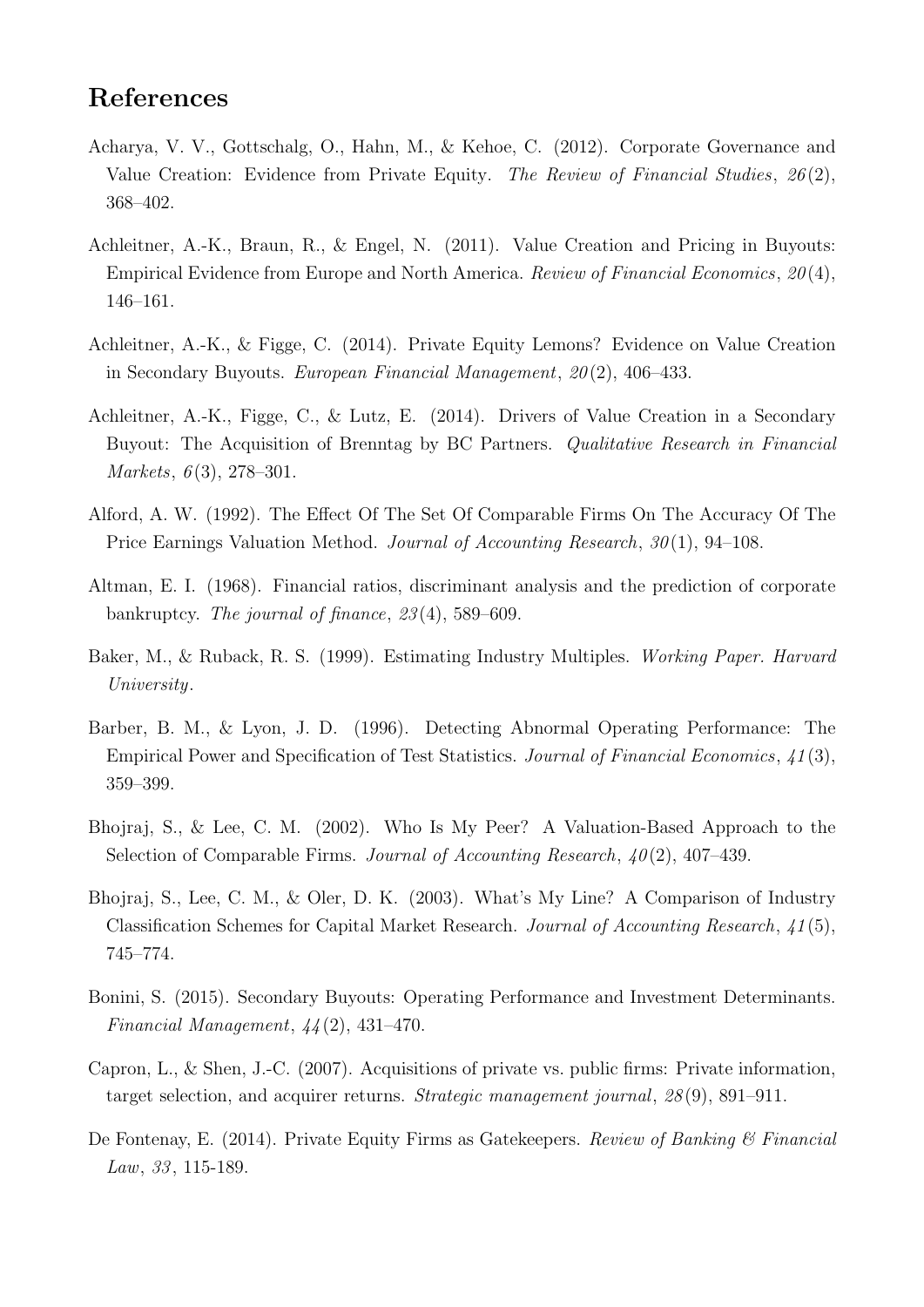# References

Acharya, V. V., Gottschalg, O., Hahn, M., & Kehoe, C. (2012). Corporate Governance and Value Creation: Evidence from Private Equity. *The Review of Financial Studies*, *26*(2), 368–402.

Achleitner, A.-K., Braun, R., & Engel, N. (2011). Value Creation and Pricing in Buyouts: Empirical Evidence from Europe and North America. *Review of Financial Economics*, *20*(4), 146–161.

Achleitner, A.-K., & Figge, C. (2014). Private Equity Lemons? Evidence on Value Creation in Secondary Buyouts. *European Financial Management*, *20*(2), 406–433.

Achleitner, A.-K., Figge, C., & Lutz, E. (2014). Drivers of Value Creation in a Secondary Buyout: The Acquisition of Brenntag by BC Partners. *Qualitative Research in Financial Markets*, *6*(3), 278–301.

Alford, A. W. (1992). The Effect Of The Set Of Comparable Firms On The Accuracy Of The Price Earnings Valuation Method. *Journal of Accounting Research*, *30*(1), 94–108.

Altman, E. I. (1968). Financial ratios, discriminant analysis and the prediction of corporate bankruptcy. *The journal of finance*, *23*(4), 589–609.

Baker, M., & Ruback, R. S. (1999). Estimating Industry Multiples. *Working Paper. Harvard University*.

Barber, B. M., & Lyon, J. D. (1996). Detecting Abnormal Operating Performance: The Empirical Power and Specification of Test Statistics. *Journal of Financial Economics*, *41*(3), 359–399.

Bhojraj, S., & Lee, C. M. (2002). Who Is My Peer? A Valuation-Based Approach to the Selection of Comparable Firms. *Journal of Accounting Research*, *40*(2), 407–439.

Bhojraj, S., Lee, C. M., & Oler, D. K. (2003). What's My Line? A Comparison of Industry Classification Schemes for Capital Market Research. *Journal of Accounting Research*, *41*(5), 745–774.

Bonini, S. (2015). Secondary Buyouts: Operating Performance and Investment Determinants. *Financial Management*, *44*(2), 431–470.

Capron, L., & Shen, J.-C. (2007). Acquisitions of private vs. public firms: Private information, target selection, and acquirer returns. *Strategic management journal*, *28*(9), 891–911.

De Fontenay, E. (2014). Private Equity Firms as Gatekeepers. *Review of Banking & Financial Law*, *33*, 115-189.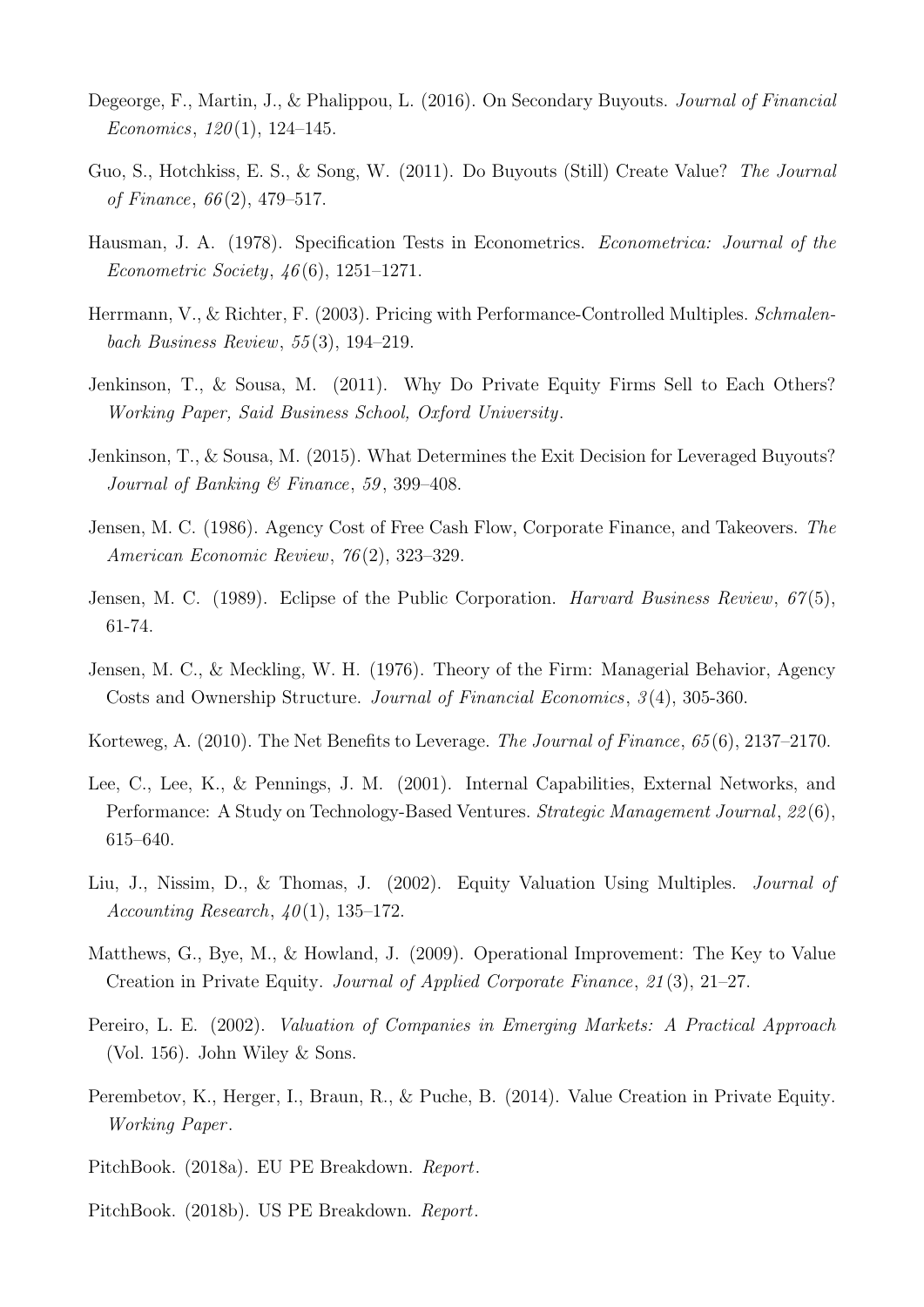Degeorge, F., Martin, J., & Phalippou, L. (2016). On Secondary Buyouts. *Journal of Financial Economics*, *120*(1), 124–145.

Guo, S., Hotchkiss, E. S., & Song, W. (2011). Do Buyouts (Still) Create Value? *The Journal of Finance*, *66*(2), 479–517.

Hausman, J. A. (1978). Specification Tests in Econometrics. *Econometrica: Journal of the Econometric Society*, *46*(6), 1251–1271.

Herrmann, V., & Richter, F. (2003). Pricing with Performance-Controlled Multiples. *Schmalenbach Business Review*, *55*(3), 194–219.

Jenkinson, T., & Sousa, M. (2011). Why Do Private Equity Firms Sell to Each Others? *Working Paper, Said Business School, Oxford University*.

Jenkinson, T., & Sousa, M. (2015). What Determines the Exit Decision for Leveraged Buyouts? *Journal of Banking & Finance*, *59*, 399–408.

Jensen, M. C. (1986). Agency Cost of Free Cash Flow, Corporate Finance, and Takeovers. *The American Economic Review*, *76*(2), 323–329.

Jensen, M. C. (1989). Eclipse of the Public Corporation. *Harvard Business Review*, *67*(5), 61-74.

Jensen, M. C., & Meckling, W. H. (1976). Theory of the Firm: Managerial Behavior, Agency Costs and Ownership Structure. *Journal of Financial Economics*, *3*(4), 305-360.

Korteweg, A. (2010). The Net Benefits to Leverage. *The Journal of Finance*, *65*(6), 2137–2170.

Lee, C., Lee, K., & Pennings, J. M. (2001). Internal Capabilities, External Networks, and Performance: A Study on Technology-Based Ventures. *Strategic Management Journal*, *22*(6), 615–640.

Liu, J., Nissim, D., & Thomas, J. (2002). Equity Valuation Using Multiples. *Journal of Accounting Research*, *40*(1), 135–172.

Matthews, G., Bye, M., & Howland, J. (2009). Operational Improvement: The Key to Value Creation in Private Equity. *Journal of Applied Corporate Finance*, *21*(3), 21–27.

Pereiro, L. E. (2002). *Valuation of Companies in Emerging Markets: A Practical Approach* (Vol. 156). John Wiley & Sons.

Perembetov, K., Herger, I., Braun, R., & Puche, B. (2014). Value Creation in Private Equity. *Working Paper*.

PitchBook. (2018a). EU PE Breakdown. *Report*.

PitchBook. (2018b). US PE Breakdown. *Report*.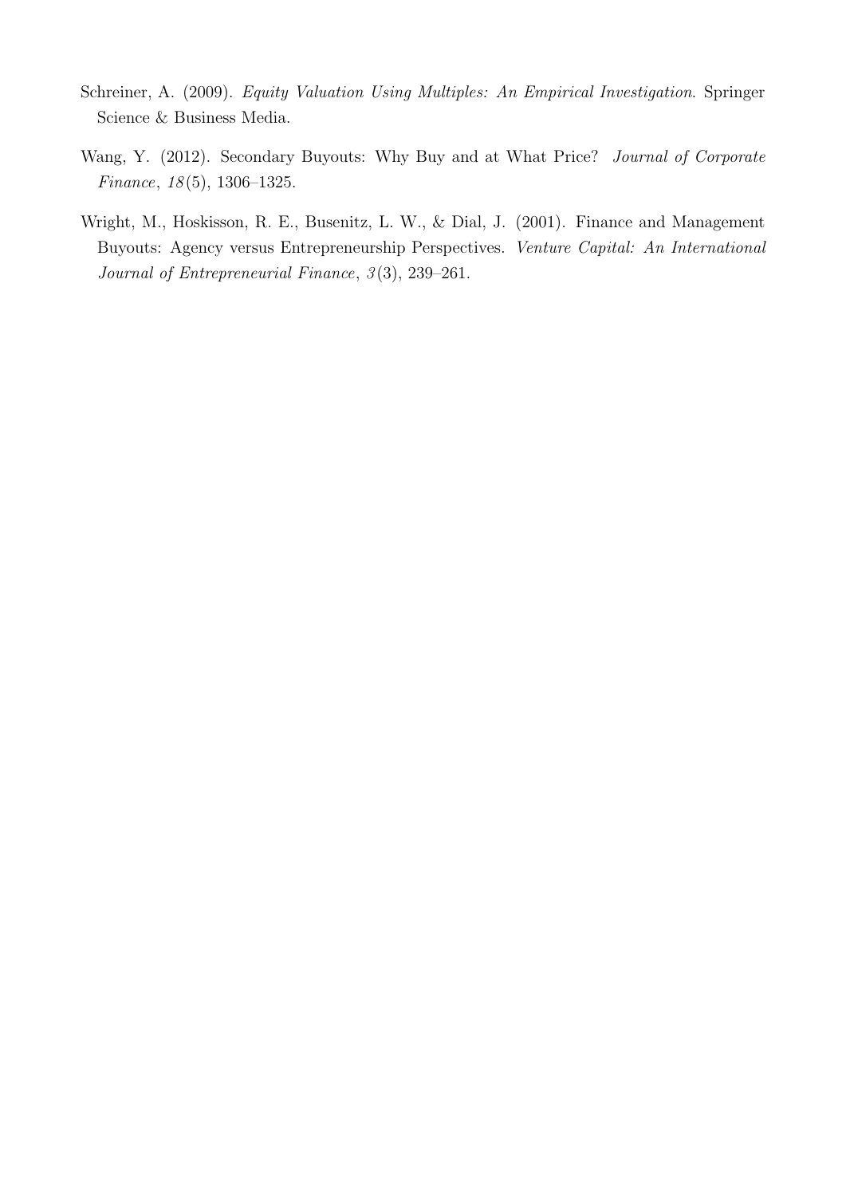Schreiner, A. (2009). *Equity Valuation Using Multiples: An Empirical Investigation*. Springer Science & Business Media.

Wang, Y. (2012). Secondary Buyouts: Why Buy and at What Price? *Journal of Corporate Finance*, *18*(5), 1306–1325.

Wright, M., Hoskisson, R. E., Busenitz, L. W., & Dial, J. (2001). Finance and Management Buyouts: Agency versus Entrepreneurship Perspectives. *Venture Capital: An International Journal of Entrepreneurial Finance*, *3*(3), 239–261.